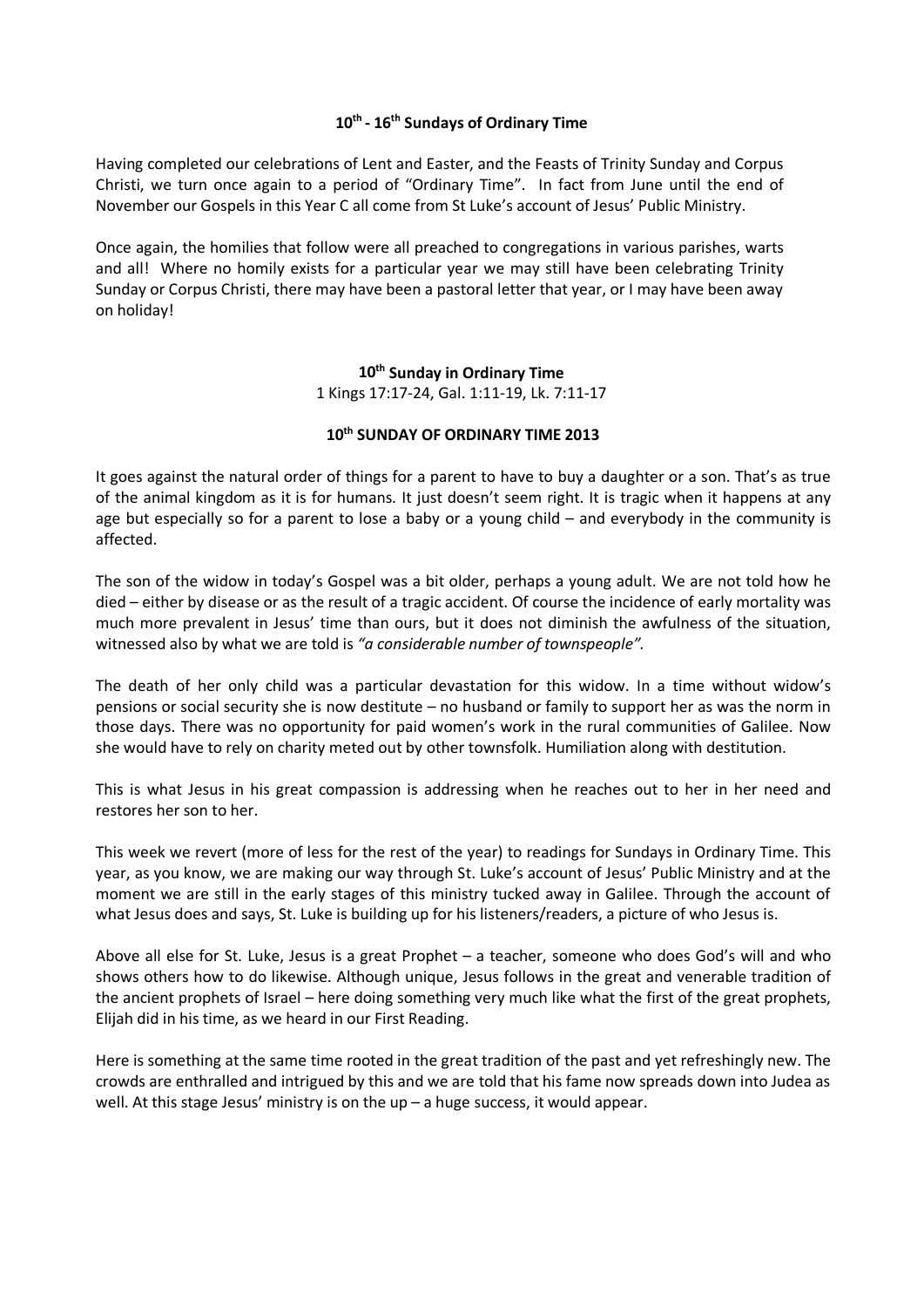# 10th - 16th Sundays of Ordinary Time

Having completed our celebrations of Lent and Easter, and the Feasts of Trinity Sunday and Corpus Christi, we turn once again to a period of "Ordinary Time". In fact from June until the end of November our Gospels in this Year C all come from St Luke's account of Jesus' Public Ministry.

Once again, the homilies that follow were all preached to congregations in various parishes, warts and all! Where no homily exists for a particular year we may still have been celebrating Trinity Sunday or Corpus Christi, there may have been a pastoral letter that year, or I may have been away on holiday!

## 10th Sunday in Ordinary Time

1 Kings 17:17-24, Gal. 1:11-19, Lk. 7:11-17

### 10th SUNDAY OF ORDINARY TIME 2013

It goes against the natural order of things for a parent to have to buy a daughter or a son. That's as true of the animal kingdom as it is for humans. It just doesn't seem right. It is tragic when it happens at any age but especially so for a parent to lose a baby or a young child – and everybody in the community is affected.

The son of the widow in today's Gospel was a bit older, perhaps a young adult. We are not told how he died – either by disease or as the result of a tragic accident. Of course the incidence of early mortality was much more prevalent in Jesus' time than ours, but it does not diminish the awfulness of the situation, witnessed also by what we are told is *"a considerable number of townspeople".*

The death of her only child was a particular devastation for this widow. In a time without widow's pensions or social security she is now destitute – no husband or family to support her as was the norm in those days. There was no opportunity for paid women's work in the rural communities of Galilee. Now she would have to rely on charity meted out by other townsfolk. Humiliation along with destitution.

This is what Jesus in his great compassion is addressing when he reaches out to her in her need and restores her son to her.

This week we revert (more of less for the rest of the year) to readings for Sundays in Ordinary Time. This year, as you know, we are making our way through St. Luke's account of Jesus' Public Ministry and at the moment we are still in the early stages of this ministry tucked away in Galilee. Through the account of what Jesus does and says, St. Luke is building up for his listeners/readers, a picture of who Jesus is.

Above all else for St. Luke, Jesus is a great Prophet – a teacher, someone who does God's will and who shows others how to do likewise. Although unique, Jesus follows in the great and venerable tradition of the ancient prophets of Israel – here doing something very much like what the first of the great prophets, Elijah did in his time, as we heard in our First Reading.

Here is something at the same time rooted in the great tradition of the past and yet refreshingly new. The crowds are enthralled and intrigued by this and we are told that his fame now spreads down into Judea as well. At this stage Jesus' ministry is on the up – a huge success, it would appear.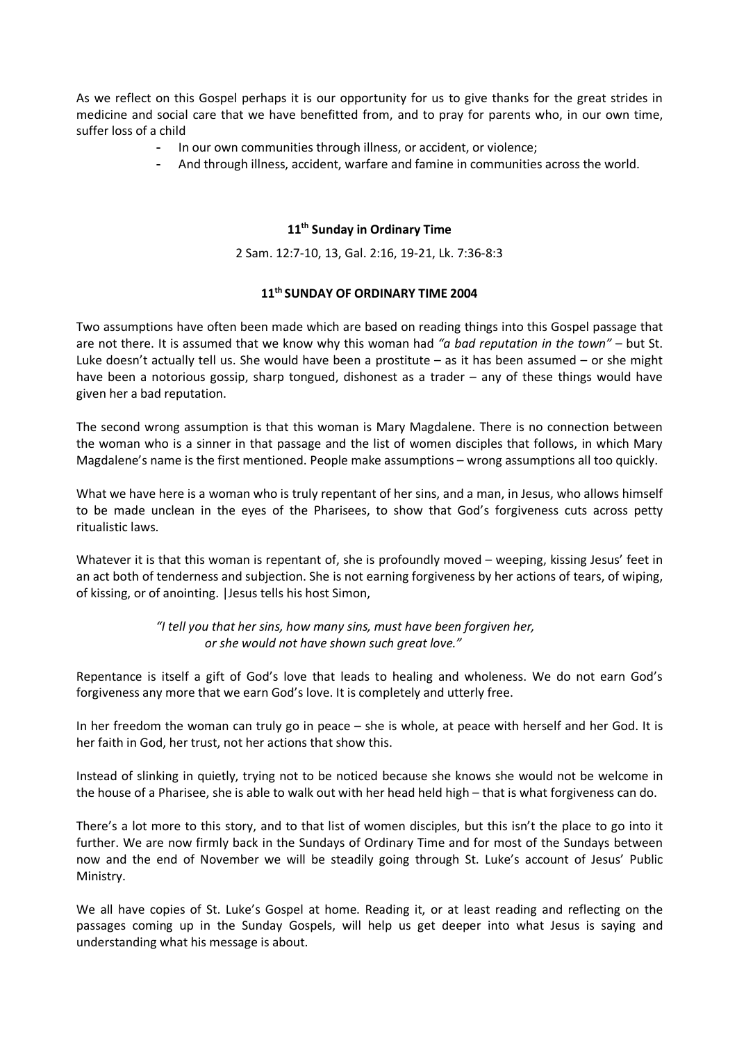As we reflect on this Gospel perhaps it is our opportunity for us to give thanks for the great strides in medicine and social care that we have benefitted from, and to pray for parents who, in our own time, suffer loss of a child

- In our own communities through illness, or accident, or violence;
- And through illness, accident, warfare and famine in communities across the world.

**11th Sunday in Ordinary Time**

2 Sam. 12:7-10, 13, Gal. 2:16, 19-21, Lk. 7:36-8:3

**11th SUNDAY OF ORDINARY TIME 2004**

Two assumptions have often been made which are based on reading things into this Gospel passage that are not there. It is assumed that we know why this woman had *"a bad reputation in the town"* – but St. Luke doesn't actually tell us. She would have been a prostitute – as it has been assumed – or she might have been a notorious gossip, sharp tongued, dishonest as a trader – any of these things would have given her a bad reputation.

The second wrong assumption is that this woman is Mary Magdalene. There is no connection between the woman who is a sinner in that passage and the list of women disciples that follows, in which Mary Magdalene's name is the first mentioned. People make assumptions – wrong assumptions all too quickly.

What we have here is a woman who is truly repentant of her sins, and a man, in Jesus, who allows himself to be made unclean in the eyes of the Pharisees, to show that God's forgiveness cuts across petty ritualistic laws.

Whatever it is that this woman is repentant of, she is profoundly moved – weeping, kissing Jesus' feet in an act both of tenderness and subjection. She is not earning forgiveness by her actions of tears, of wiping, of kissing, or of anointing. |Jesus tells his host Simon,

> *"I tell you that her sins, how many sins, must have been forgiven her,*
> *or she would not have shown such great love."*

Repentance is itself a gift of God's love that leads to healing and wholeness. We do not earn God's forgiveness any more that we earn God's love. It is completely and utterly free.

In her freedom the woman can truly go in peace – she is whole, at peace with herself and her God. It is her faith in God, her trust, not her actions that show this.

Instead of slinking in quietly, trying not to be noticed because she knows she would not be welcome in the house of a Pharisee, she is able to walk out with her head held high – that is what forgiveness can do.

There's a lot more to this story, and to that list of women disciples, but this isn't the place to go into it further. We are now firmly back in the Sundays of Ordinary Time and for most of the Sundays between now and the end of November we will be steadily going through St. Luke's account of Jesus' Public Ministry.

We all have copies of St. Luke's Gospel at home. Reading it, or at least reading and reflecting on the passages coming up in the Sunday Gospels, will help us get deeper into what Jesus is saying and understanding what his message is about.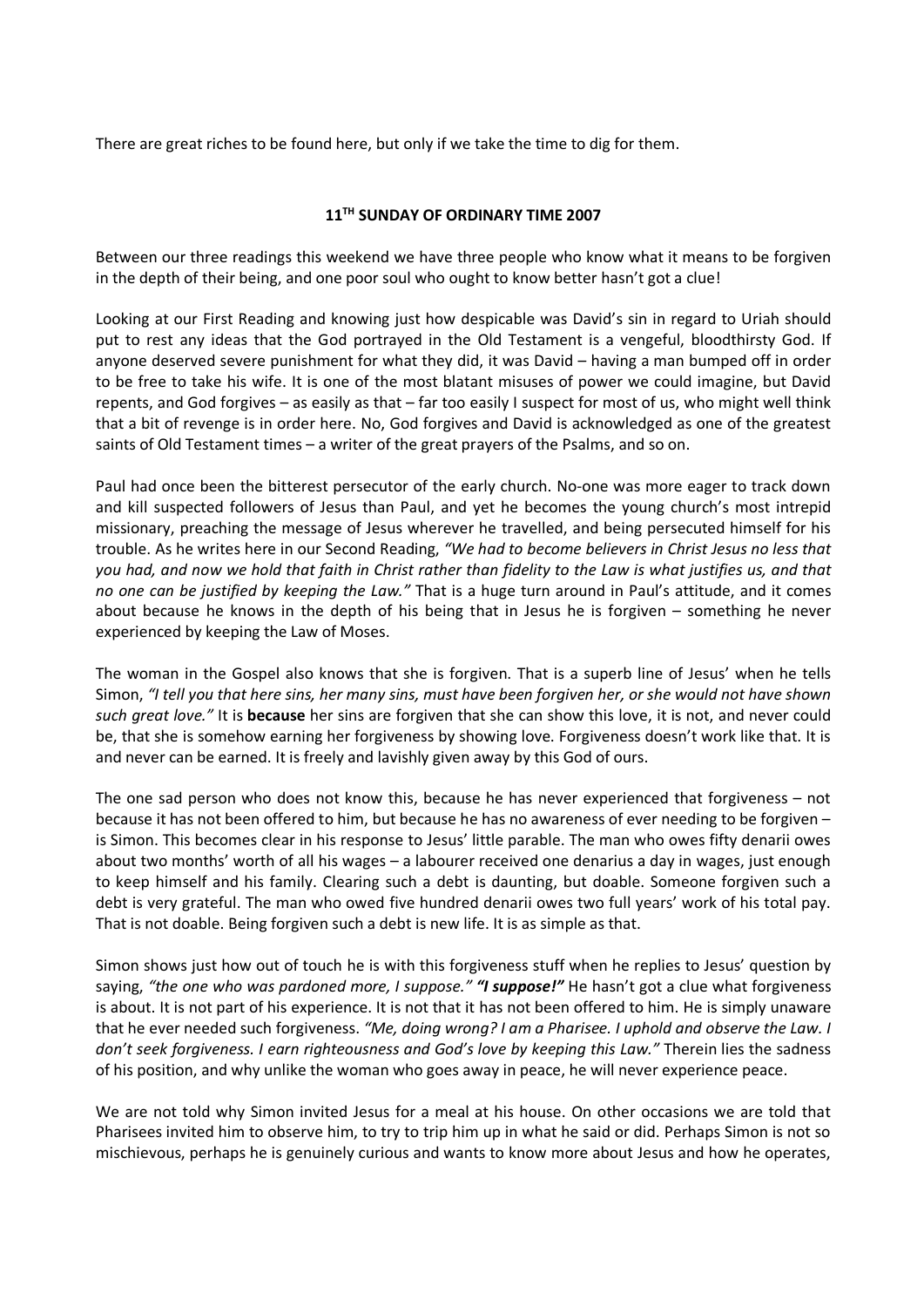There are great riches to be found here, but only if we take the time to dig for them.

## 11TH SUNDAY OF ORDINARY TIME 2007

Between our three readings this weekend we have three people who know what it means to be forgiven in the depth of their being, and one poor soul who ought to know better hasn't got a clue!

Looking at our First Reading and knowing just how despicable was David's sin in regard to Uriah should put to rest any ideas that the God portrayed in the Old Testament is a vengeful, bloodthirsty God. If anyone deserved severe punishment for what they did, it was David – having a man bumped off in order to be free to take his wife. It is one of the most blatant misuses of power we could imagine, but David repents, and God forgives – as easily as that – far too easily I suspect for most of us, who might well think that a bit of revenge is in order here. No, God forgives and David is acknowledged as one of the greatest saints of Old Testament times – a writer of the great prayers of the Psalms, and so on.

Paul had once been the bitterest persecutor of the early church. No-one was more eager to track down and kill suspected followers of Jesus than Paul, and yet he becomes the young church's most intrepid missionary, preaching the message of Jesus wherever he travelled, and being persecuted himself for his trouble. As he writes here in our Second Reading, *"We had to become believers in Christ Jesus no less that you had, and now we hold that faith in Christ rather than fidelity to the Law is what justifies us, and that no one can be justified by keeping the Law."* That is a huge turn around in Paul's attitude, and it comes about because he knows in the depth of his being that in Jesus he is forgiven – something he never experienced by keeping the Law of Moses.

The woman in the Gospel also knows that she is forgiven. That is a superb line of Jesus' when he tells Simon, *"I tell you that here sins, her many sins, must have been forgiven her, or she would not have shown such great love."* It is **because** her sins are forgiven that she can show this love, it is not, and never could be, that she is somehow earning her forgiveness by showing love. Forgiveness doesn't work like that. It is and never can be earned. It is freely and lavishly given away by this God of ours.

The one sad person who does not know this, because he has never experienced that forgiveness – not because it has not been offered to him, but because he has no awareness of ever needing to be forgiven – is Simon. This becomes clear in his response to Jesus' little parable. The man who owes fifty denarii owes about two months' worth of all his wages – a labourer received one denarius a day in wages, just enough to keep himself and his family. Clearing such a debt is daunting, but doable. Someone forgiven such a debt is very grateful. The man who owed five hundred denarii owes two full years' work of his total pay. That is not doable. Being forgiven such a debt is new life. It is as simple as that.

Simon shows just how out of touch he is with this forgiveness stuff when he replies to Jesus' question by saying, *"the one who was pardoned more, I suppose."* ***"I suppose!"*** He hasn't got a clue what forgiveness is about. It is not part of his experience. It is not that it has not been offered to him. He is simply unaware that he ever needed such forgiveness. *"Me, doing wrong? I am a Pharisee. I uphold and observe the Law. I don't seek forgiveness. I earn righteousness and God's love by keeping this Law."* Therein lies the sadness of his position, and why unlike the woman who goes away in peace, he will never experience peace.

We are not told why Simon invited Jesus for a meal at his house. On other occasions we are told that Pharisees invited him to observe him, to try to trip him up in what he said or did. Perhaps Simon is not so mischievous, perhaps he is genuinely curious and wants to know more about Jesus and how he operates,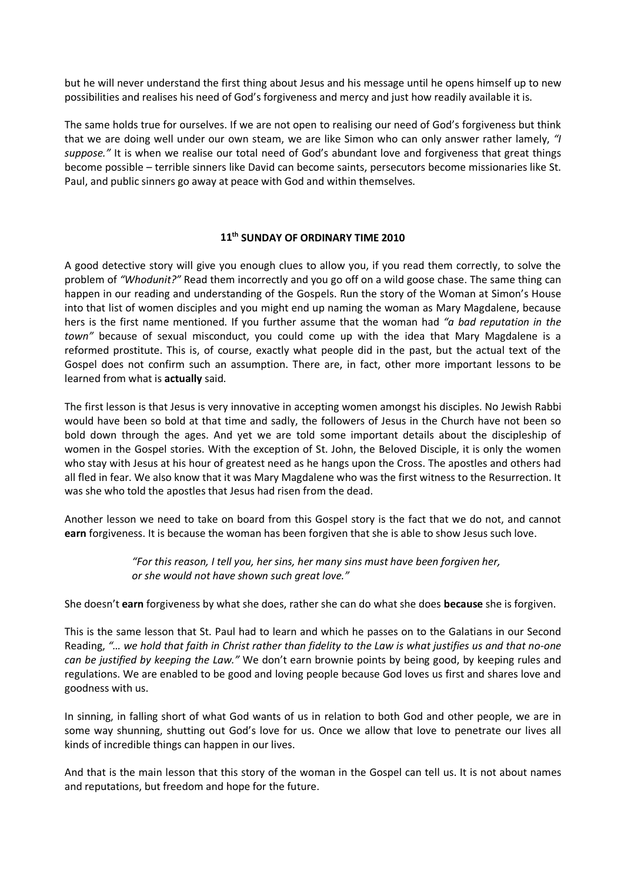but he will never understand the first thing about Jesus and his message until he opens himself up to new possibilities and realises his need of God's forgiveness and mercy and just how readily available it is.

The same holds true for ourselves. If we are not open to realising our need of God's forgiveness but think that we are doing well under our own steam, we are like Simon who can only answer rather lamely, *"I suppose."* It is when we realise our total need of God's abundant love and forgiveness that great things become possible – terrible sinners like David can become saints, persecutors become missionaries like St. Paul, and public sinners go away at peace with God and within themselves.

## 11th SUNDAY OF ORDINARY TIME 2010

A good detective story will give you enough clues to allow you, if you read them correctly, to solve the problem of *"Whodunit?"* Read them incorrectly and you go off on a wild goose chase. The same thing can happen in our reading and understanding of the Gospels. Run the story of the Woman at Simon's House into that list of women disciples and you might end up naming the woman as Mary Magdalene, because hers is the first name mentioned. If you further assume that the woman had *"a bad reputation in the town"* because of sexual misconduct, you could come up with the idea that Mary Magdalene is a reformed prostitute. This is, of course, exactly what people did in the past, but the actual text of the Gospel does not confirm such an assumption. There are, in fact, other more important lessons to be learned from what is **actually** said.

The first lesson is that Jesus is very innovative in accepting women amongst his disciples. No Jewish Rabbi would have been so bold at that time and sadly, the followers of Jesus in the Church have not been so bold down through the ages. And yet we are told some important details about the discipleship of women in the Gospel stories. With the exception of St. John, the Beloved Disciple, it is only the women who stay with Jesus at his hour of greatest need as he hangs upon the Cross. The apostles and others had all fled in fear. We also know that it was Mary Magdalene who was the first witness to the Resurrection. It was she who told the apostles that Jesus had risen from the dead.

Another lesson we need to take on board from this Gospel story is the fact that we do not, and cannot **earn** forgiveness. It is because the woman has been forgiven that she is able to show Jesus such love.

> *"For this reason, I tell you, her sins, her many sins must have been forgiven her, or she would not have shown such great love."*

She doesn't **earn** forgiveness by what she does, rather she can do what she does **because** she is forgiven.

This is the same lesson that St. Paul had to learn and which he passes on to the Galatians in our Second Reading, *"… we hold that faith in Christ rather than fidelity to the Law is what justifies us and that no-one can be justified by keeping the Law."* We don't earn brownie points by being good, by keeping rules and regulations. We are enabled to be good and loving people because God loves us first and shares love and goodness with us.

In sinning, in falling short of what God wants of us in relation to both God and other people, we are in some way shunning, shutting out God's love for us. Once we allow that love to penetrate our lives all kinds of incredible things can happen in our lives.

And that is the main lesson that this story of the woman in the Gospel can tell us. It is not about names and reputations, but freedom and hope for the future.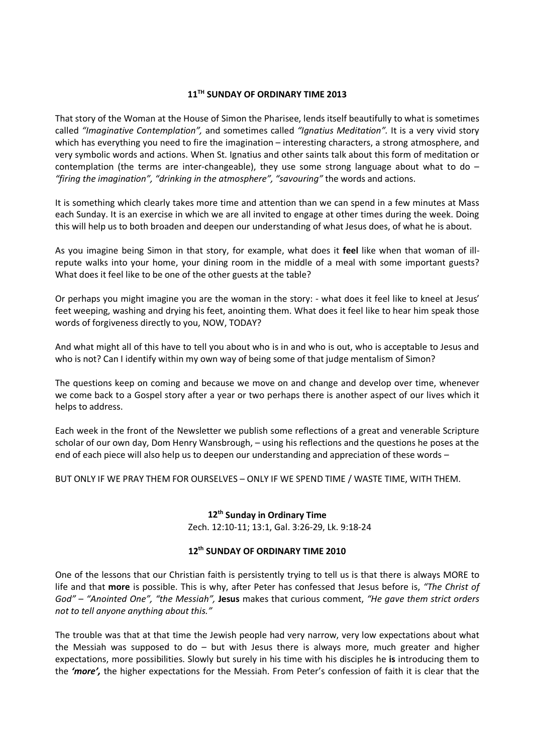**11TH SUNDAY OF ORDINARY TIME 2013**

That story of the Woman at the House of Simon the Pharisee, lends itself beautifully to what is sometimes called *"Imaginative Contemplation",* and sometimes called *"Ignatius Meditation".* It is a very vivid story which has everything you need to fire the imagination – interesting characters, a strong atmosphere, and very symbolic words and actions. When St. Ignatius and other saints talk about this form of meditation or contemplation (the terms are inter-changeable), they use some strong language about what to do – *"firing the imagination", "drinking in the atmosphere", "savouring"* the words and actions.

It is something which clearly takes more time and attention than we can spend in a few minutes at Mass each Sunday. It is an exercise in which we are all invited to engage at other times during the week. Doing this will help us to both broaden and deepen our understanding of what Jesus does, of what he is about.

As you imagine being Simon in that story, for example, what does it **feel** like when that woman of ill-repute walks into your home, your dining room in the middle of a meal with some important guests? What does it feel like to be one of the other guests at the table?

Or perhaps you might imagine you are the woman in the story: - what does it feel like to kneel at Jesus' feet weeping, washing and drying his feet, anointing them. What does it feel like to hear him speak those words of forgiveness directly to you, NOW, TODAY?

And what might all of this have to tell you about who is in and who is out, who is acceptable to Jesus and who is not? Can I identify within my own way of being some of that judge mentalism of Simon?

The questions keep on coming and because we move on and change and develop over time, whenever we come back to a Gospel story after a year or two perhaps there is another aspect of our lives which it helps to address.

Each week in the front of the Newsletter we publish some reflections of a great and venerable Scripture scholar of our own day, Dom Henry Wansbrough, – using his reflections and the questions he poses at the end of each piece will also help us to deepen our understanding and appreciation of these words –

BUT ONLY IF WE PRAY THEM FOR OURSELVES – ONLY IF WE SPEND TIME / WASTE TIME, WITH THEM.

**12th Sunday in Ordinary Time**
Zech. 12:10-11; 13:1, Gal. 3:26-29, Lk. 9:18-24

**12th SUNDAY OF ORDINARY TIME 2010**

One of the lessons that our Christian faith is persistently trying to tell us is that there is always MORE to life and that **more** is possible. This is why, after Peter has confessed that Jesus before is, *"The Christ of God" – "Anointed One", "the Messiah",* **Jesus** makes that curious comment, *"He gave them strict orders not to tell anyone anything about this."*

The trouble was that at that time the Jewish people had very narrow, very low expectations about what the Messiah was supposed to do – but with Jesus there is always more, much greater and higher expectations, more possibilities. Slowly but surely in his time with his disciples he **is** introducing them to the ***'more',*** the higher expectations for the Messiah. From Peter's confession of faith it is clear that the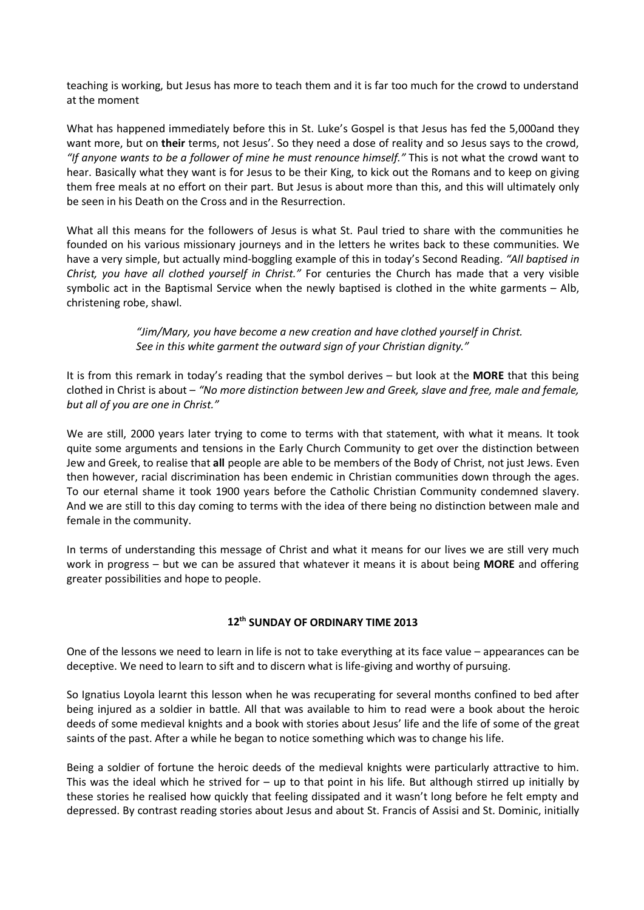teaching is working, but Jesus has more to teach them and it is far too much for the crowd to understand at the moment

What has happened immediately before this in St. Luke's Gospel is that Jesus has fed the 5,000and they want more, but on **their** terms, not Jesus'. So they need a dose of reality and so Jesus says to the crowd, *"If anyone wants to be a follower of mine he must renounce himself."* This is not what the crowd want to hear. Basically what they want is for Jesus to be their King, to kick out the Romans and to keep on giving them free meals at no effort on their part. But Jesus is about more than this, and this will ultimately only be seen in his Death on the Cross and in the Resurrection.

What all this means for the followers of Jesus is what St. Paul tried to share with the communities he founded on his various missionary journeys and in the letters he writes back to these communities. We have a very simple, but actually mind-boggling example of this in today's Second Reading. *"All baptised in Christ, you have all clothed yourself in Christ."* For centuries the Church has made that a very visible symbolic act in the Baptismal Service when the newly baptised is clothed in the white garments – Alb, christening robe, shawl.

> *"Jim/Mary, you have become a new creation and have clothed yourself in Christ.*
> *See in this white garment the outward sign of your Christian dignity."*

It is from this remark in today's reading that the symbol derives – but look at the **MORE** that this being clothed in Christ is about – *"No more distinction between Jew and Greek, slave and free, male and female, but all of you are one in Christ."*

We are still, 2000 years later trying to come to terms with that statement, with what it means. It took quite some arguments and tensions in the Early Church Community to get over the distinction between Jew and Greek, to realise that **all** people are able to be members of the Body of Christ, not just Jews. Even then however, racial discrimination has been endemic in Christian communities down through the ages. To our eternal shame it took 1900 years before the Catholic Christian Community condemned slavery. And we are still to this day coming to terms with the idea of there being no distinction between male and female in the community.

In terms of understanding this message of Christ and what it means for our lives we are still very much work in progress – but we can be assured that whatever it means it is about being **MORE** and offering greater possibilities and hope to people.

## 12th SUNDAY OF ORDINARY TIME 2013

One of the lessons we need to learn in life is not to take everything at its face value – appearances can be deceptive. We need to learn to sift and to discern what is life-giving and worthy of pursuing.

So Ignatius Loyola learnt this lesson when he was recuperating for several months confined to bed after being injured as a soldier in battle. All that was available to him to read were a book about the heroic deeds of some medieval knights and a book with stories about Jesus' life and the life of some of the great saints of the past. After a while he began to notice something which was to change his life.

Being a soldier of fortune the heroic deeds of the medieval knights were particularly attractive to him. This was the ideal which he strived for – up to that point in his life. But although stirred up initially by these stories he realised how quickly that feeling dissipated and it wasn't long before he felt empty and depressed. By contrast reading stories about Jesus and about St. Francis of Assisi and St. Dominic, initially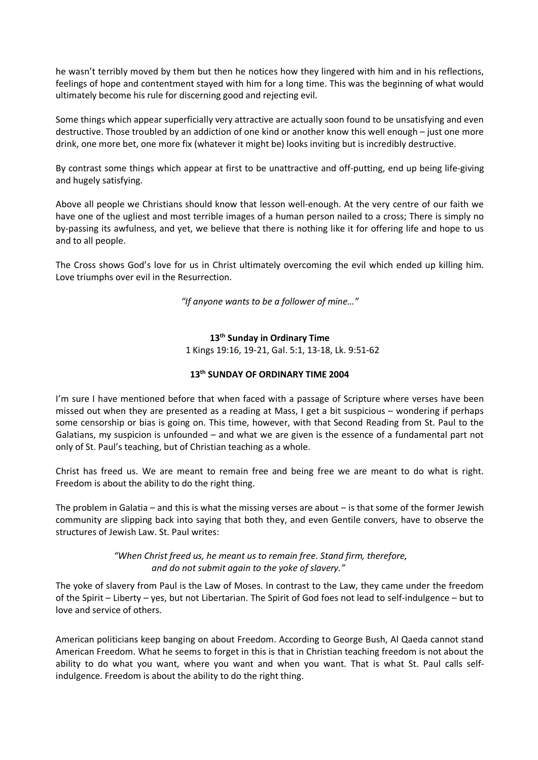he wasn't terribly moved by them but then he notices how they lingered with him and in his reflections, feelings of hope and contentment stayed with him for a long time. This was the beginning of what would ultimately become his rule for discerning good and rejecting evil.

Some things which appear superficially very attractive are actually soon found to be unsatisfying and even destructive. Those troubled by an addiction of one kind or another know this well enough – just one more drink, one more bet, one more fix (whatever it might be) looks inviting but is incredibly destructive.

By contrast some things which appear at first to be unattractive and off-putting, end up being life-giving and hugely satisfying.

Above all people we Christians should know that lesson well-enough. At the very centre of our faith we have one of the ugliest and most terrible images of a human person nailed to a cross; There is simply no by-passing its awfulness, and yet, we believe that there is nothing like it for offering life and hope to us and to all people.

The Cross shows God's love for us in Christ ultimately overcoming the evil which ended up killing him. Love triumphs over evil in the Resurrection.

*"If anyone wants to be a follower of mine…"*

**13th Sunday in Ordinary Time**
1 Kings 19:16, 19-21, Gal. 5:1, 13-18, Lk. 9:51-62

## 13th SUNDAY OF ORDINARY TIME 2004

I'm sure I have mentioned before that when faced with a passage of Scripture where verses have been missed out when they are presented as a reading at Mass, I get a bit suspicious – wondering if perhaps some censorship or bias is going on. This time, however, with that Second Reading from St. Paul to the Galatians, my suspicion is unfounded – and what we are given is the essence of a fundamental part not only of St. Paul's teaching, but of Christian teaching as a whole.

Christ has freed us. We are meant to remain free and being free we are meant to do what is right. Freedom is about the ability to do the right thing.

The problem in Galatia – and this is what the missing verses are about – is that some of the former Jewish community are slipping back into saying that both they, and even Gentile convers, have to observe the structures of Jewish Law. St. Paul writes:

> *"When Christ freed us, he meant us to remain free. Stand firm, therefore, and do not submit again to the yoke of slavery."*

The yoke of slavery from Paul is the Law of Moses. In contrast to the Law, they came under the freedom of the Spirit – Liberty – yes, but not Libertarian. The Spirit of God foes not lead to self-indulgence – but to love and service of others.

American politicians keep banging on about Freedom. According to George Bush, Al Qaeda cannot stand American Freedom. What he seems to forget in this is that in Christian teaching freedom is not about the ability to do what you want, where you want and when you want. That is what St. Paul calls self-indulgence. Freedom is about the ability to do the right thing.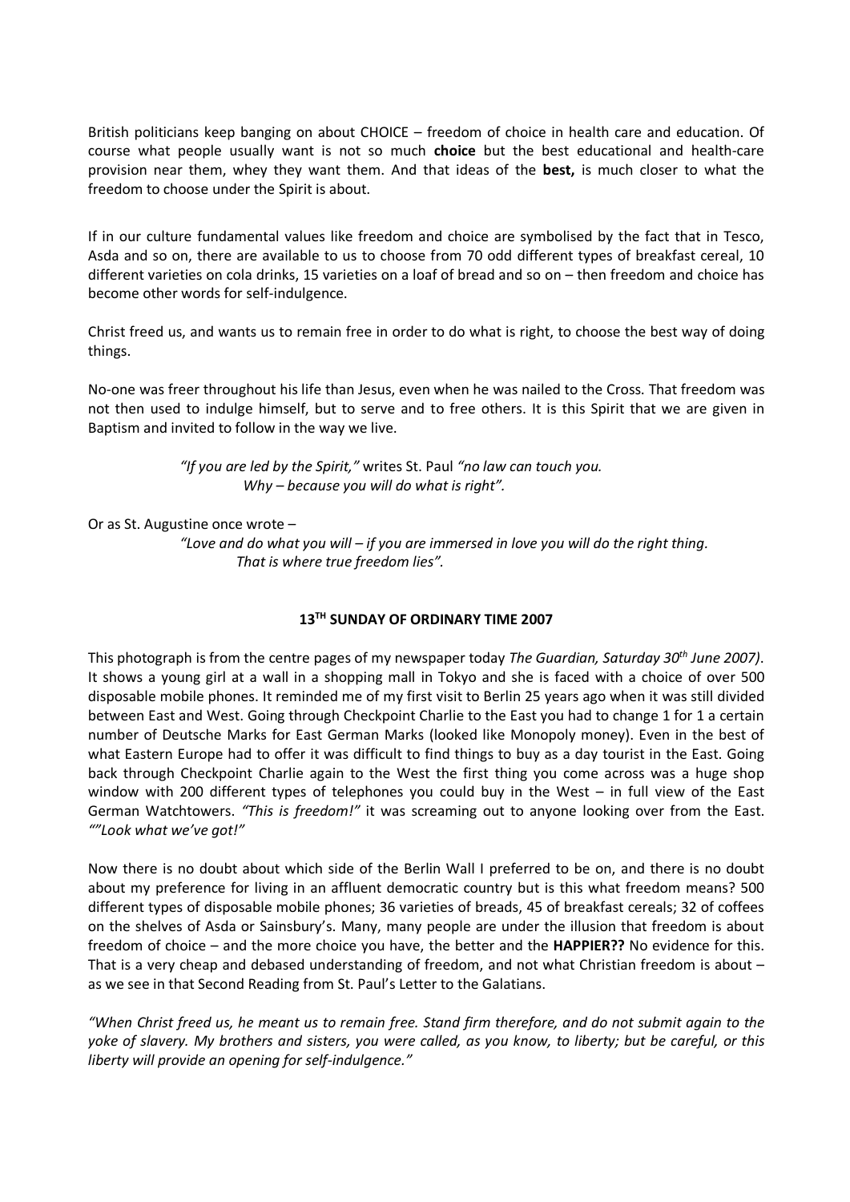British politicians keep banging on about CHOICE – freedom of choice in health care and education. Of course what people usually want is not so much **choice** but the best educational and health-care provision near them, whey they want them. And that ideas of the **best,** is much closer to what the freedom to choose under the Spirit is about.

If in our culture fundamental values like freedom and choice are symbolised by the fact that in Tesco, Asda and so on, there are available to us to choose from 70 odd different types of breakfast cereal, 10 different varieties on cola drinks, 15 varieties on a loaf of bread and so on – then freedom and choice has become other words for self-indulgence.

Christ freed us, and wants us to remain free in order to do what is right, to choose the best way of doing things.

No-one was freer throughout his life than Jesus, even when he was nailed to the Cross. That freedom was not then used to indulge himself, but to serve and to free others. It is this Spirit that we are given in Baptism and invited to follow in the way we live.

> *"If you are led by the Spirit,"* writes St. Paul *"no law can touch you.*
> *Why – because you will do what is right".*

Or as St. Augustine once wrote –

> *"Love and do what you will – if you are immersed in love you will do the right thing.*
> *That is where true freedom lies".*

## 13TH SUNDAY OF ORDINARY TIME 2007

This photograph is from the centre pages of my newspaper today *The Guardian, Saturday 30th June 2007).* It shows a young girl at a wall in a shopping mall in Tokyo and she is faced with a choice of over 500 disposable mobile phones. It reminded me of my first visit to Berlin 25 years ago when it was still divided between East and West. Going through Checkpoint Charlie to the East you had to change 1 for 1 a certain number of Deutsche Marks for East German Marks (looked like Monopoly money). Even in the best of what Eastern Europe had to offer it was difficult to find things to buy as a day tourist in the East. Going back through Checkpoint Charlie again to the West the first thing you come across was a huge shop window with 200 different types of telephones you could buy in the West – in full view of the East German Watchtowers. *"This is freedom!"* it was screaming out to anyone looking over from the East. *""Look what we've got!"*

Now there is no doubt about which side of the Berlin Wall I preferred to be on, and there is no doubt about my preference for living in an affluent democratic country but is this what freedom means? 500 different types of disposable mobile phones; 36 varieties of breads, 45 of breakfast cereals; 32 of coffees on the shelves of Asda or Sainsbury's. Many, many people are under the illusion that freedom is about freedom of choice – and the more choice you have, the better and the **HAPPIER??** No evidence for this. That is a very cheap and debased understanding of freedom, and not what Christian freedom is about – as we see in that Second Reading from St. Paul's Letter to the Galatians.

*"When Christ freed us, he meant us to remain free. Stand firm therefore, and do not submit again to the yoke of slavery. My brothers and sisters, you were called, as you know, to liberty; but be careful, or this liberty will provide an opening for self-indulgence."*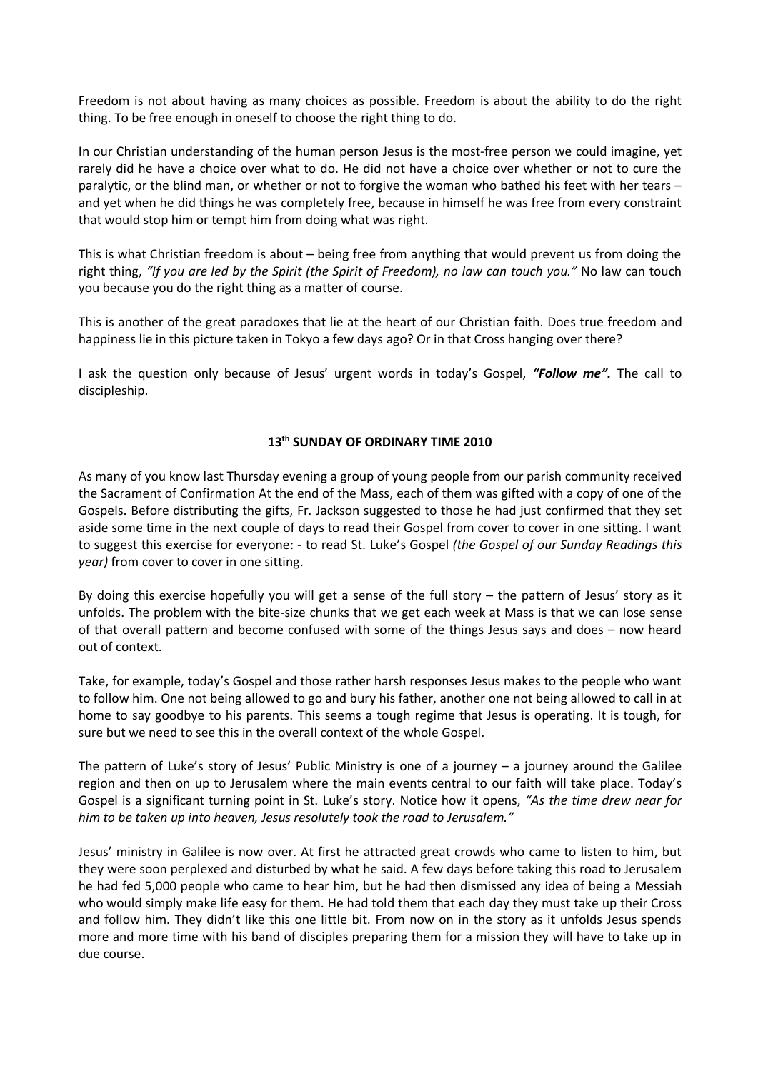Freedom is not about having as many choices as possible. Freedom is about the ability to do the right thing. To be free enough in oneself to choose the right thing to do.

In our Christian understanding of the human person Jesus is the most-free person we could imagine, yet rarely did he have a choice over what to do. He did not have a choice over whether or not to cure the paralytic, or the blind man, or whether or not to forgive the woman who bathed his feet with her tears – and yet when he did things he was completely free, because in himself he was free from every constraint that would stop him or tempt him from doing what was right.

This is what Christian freedom is about – being free from anything that would prevent us from doing the right thing, *"If you are led by the Spirit (the Spirit of Freedom), no law can touch you."* No law can touch you because you do the right thing as a matter of course.

This is another of the great paradoxes that lie at the heart of our Christian faith. Does true freedom and happiness lie in this picture taken in Tokyo a few days ago? Or in that Cross hanging over there?

I ask the question only because of Jesus' urgent words in today's Gospel, ***"Follow me".*** The call to discipleship.

## 13th SUNDAY OF ORDINARY TIME 2010

As many of you know last Thursday evening a group of young people from our parish community received the Sacrament of Confirmation At the end of the Mass, each of them was gifted with a copy of one of the Gospels. Before distributing the gifts, Fr. Jackson suggested to those he had just confirmed that they set aside some time in the next couple of days to read their Gospel from cover to cover in one sitting. I want to suggest this exercise for everyone: - to read St. Luke's Gospel *(the Gospel of our Sunday Readings this year)* from cover to cover in one sitting.

By doing this exercise hopefully you will get a sense of the full story – the pattern of Jesus' story as it unfolds. The problem with the bite-size chunks that we get each week at Mass is that we can lose sense of that overall pattern and become confused with some of the things Jesus says and does – now heard out of context.

Take, for example, today's Gospel and those rather harsh responses Jesus makes to the people who want to follow him. One not being allowed to go and bury his father, another one not being allowed to call in at home to say goodbye to his parents. This seems a tough regime that Jesus is operating. It is tough, for sure but we need to see this in the overall context of the whole Gospel.

The pattern of Luke's story of Jesus' Public Ministry is one of a journey – a journey around the Galilee region and then on up to Jerusalem where the main events central to our faith will take place. Today's Gospel is a significant turning point in St. Luke's story. Notice how it opens, *"As the time drew near for him to be taken up into heaven, Jesus resolutely took the road to Jerusalem."*

Jesus' ministry in Galilee is now over. At first he attracted great crowds who came to listen to him, but they were soon perplexed and disturbed by what he said. A few days before taking this road to Jerusalem he had fed 5,000 people who came to hear him, but he had then dismissed any idea of being a Messiah who would simply make life easy for them. He had told them that each day they must take up their Cross and follow him. They didn't like this one little bit. From now on in the story as it unfolds Jesus spends more and more time with his band of disciples preparing them for a mission they will have to take up in due course.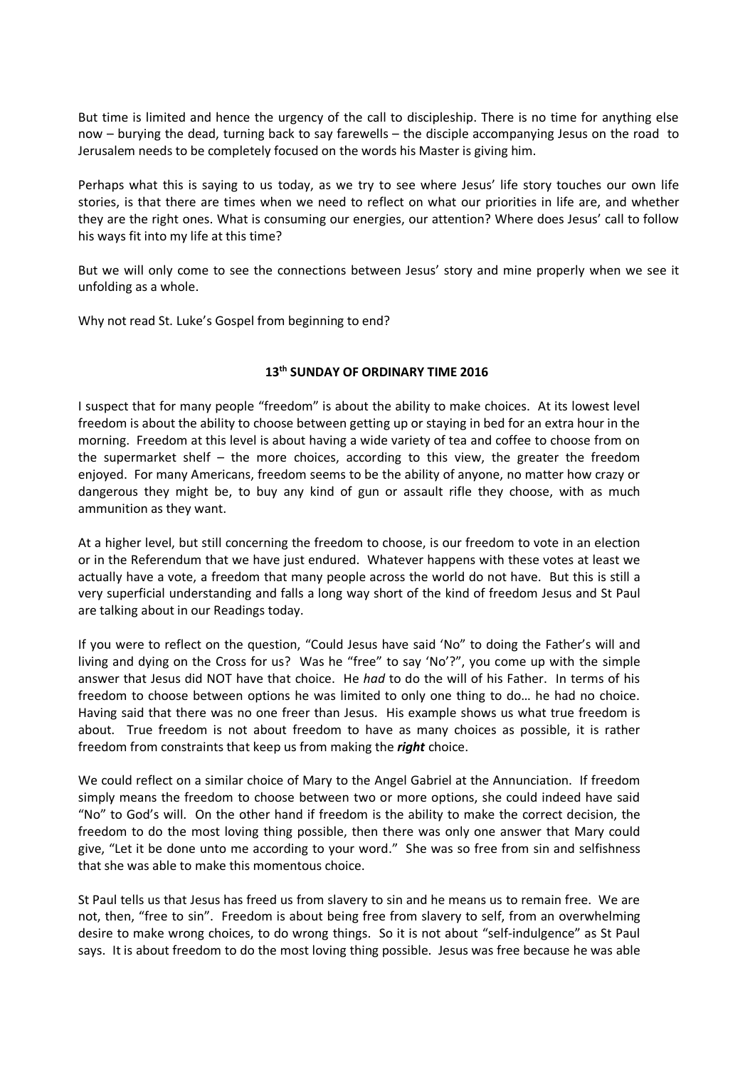But time is limited and hence the urgency of the call to discipleship. There is no time for anything else now – burying the dead, turning back to say farewells – the disciple accompanying Jesus on the road to Jerusalem needs to be completely focused on the words his Master is giving him.

Perhaps what this is saying to us today, as we try to see where Jesus' life story touches our own life stories, is that there are times when we need to reflect on what our priorities in life are, and whether they are the right ones. What is consuming our energies, our attention? Where does Jesus' call to follow his ways fit into my life at this time?

But we will only come to see the connections between Jesus' story and mine properly when we see it unfolding as a whole.

Why not read St. Luke's Gospel from beginning to end?

## 13th SUNDAY OF ORDINARY TIME 2016

I suspect that for many people "freedom" is about the ability to make choices. At its lowest level freedom is about the ability to choose between getting up or staying in bed for an extra hour in the morning. Freedom at this level is about having a wide variety of tea and coffee to choose from on the supermarket shelf – the more choices, according to this view, the greater the freedom enjoyed. For many Americans, freedom seems to be the ability of anyone, no matter how crazy or dangerous they might be, to buy any kind of gun or assault rifle they choose, with as much ammunition as they want.

At a higher level, but still concerning the freedom to choose, is our freedom to vote in an election or in the Referendum that we have just endured. Whatever happens with these votes at least we actually have a vote, a freedom that many people across the world do not have. But this is still a very superficial understanding and falls a long way short of the kind of freedom Jesus and St Paul are talking about in our Readings today.

If you were to reflect on the question, "Could Jesus have said 'No" to doing the Father's will and living and dying on the Cross for us? Was he "free" to say 'No'?", you come up with the simple answer that Jesus did NOT have that choice. He *had* to do the will of his Father. In terms of his freedom to choose between options he was limited to only one thing to do… he had no choice. Having said that there was no one freer than Jesus. His example shows us what true freedom is about. True freedom is not about freedom to have as many choices as possible, it is rather freedom from constraints that keep us from making the ***right*** choice.

We could reflect on a similar choice of Mary to the Angel Gabriel at the Annunciation. If freedom simply means the freedom to choose between two or more options, she could indeed have said "No" to God's will. On the other hand if freedom is the ability to make the correct decision, the freedom to do the most loving thing possible, then there was only one answer that Mary could give, "Let it be done unto me according to your word." She was so free from sin and selfishness that she was able to make this momentous choice.

St Paul tells us that Jesus has freed us from slavery to sin and he means us to remain free. We are not, then, "free to sin". Freedom is about being free from slavery to self, from an overwhelming desire to make wrong choices, to do wrong things. So it is not about "self-indulgence" as St Paul says. It is about freedom to do the most loving thing possible. Jesus was free because he was able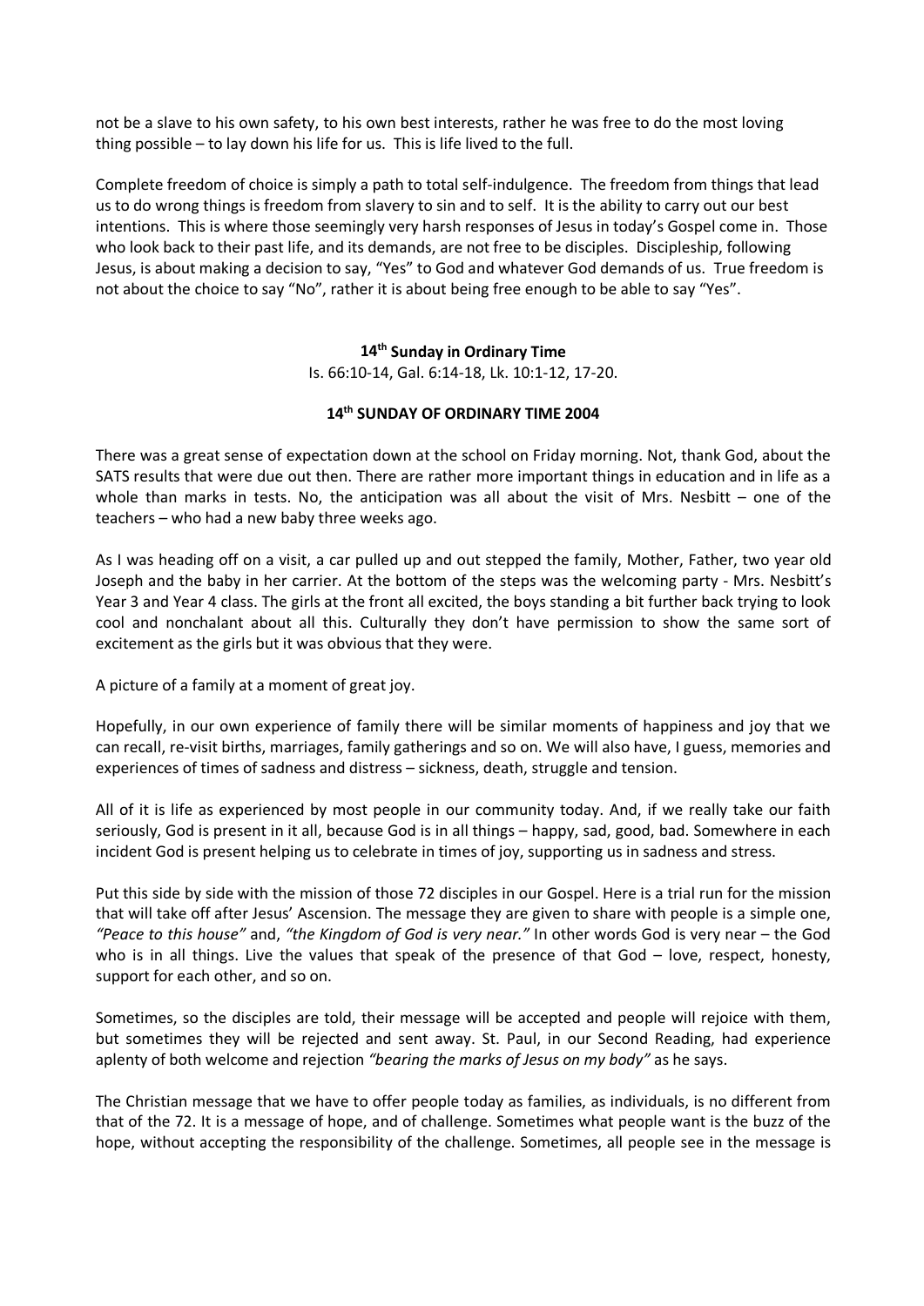not be a slave to his own safety, to his own best interests, rather he was free to do the most loving thing possible – to lay down his life for us. This is life lived to the full.

Complete freedom of choice is simply a path to total self-indulgence. The freedom from things that lead us to do wrong things is freedom from slavery to sin and to self. It is the ability to carry out our best intentions. This is where those seemingly very harsh responses of Jesus in today's Gospel come in. Those who look back to their past life, and its demands, are not free to be disciples. Discipleship, following Jesus, is about making a decision to say, "Yes" to God and whatever God demands of us. True freedom is not about the choice to say "No", rather it is about being free enough to be able to say "Yes".

## 14th Sunday in Ordinary Time

Is. 66:10-14, Gal. 6:14-18, Lk. 10:1-12, 17-20.

### 14th SUNDAY OF ORDINARY TIME 2004

There was a great sense of expectation down at the school on Friday morning. Not, thank God, about the SATS results that were due out then. There are rather more important things in education and in life as a whole than marks in tests. No, the anticipation was all about the visit of Mrs. Nesbitt – one of the teachers – who had a new baby three weeks ago.

As I was heading off on a visit, a car pulled up and out stepped the family, Mother, Father, two year old Joseph and the baby in her carrier. At the bottom of the steps was the welcoming party - Mrs. Nesbitt's Year 3 and Year 4 class. The girls at the front all excited, the boys standing a bit further back trying to look cool and nonchalant about all this. Culturally they don't have permission to show the same sort of excitement as the girls but it was obvious that they were.

A picture of a family at a moment of great joy.

Hopefully, in our own experience of family there will be similar moments of happiness and joy that we can recall, re-visit births, marriages, family gatherings and so on. We will also have, I guess, memories and experiences of times of sadness and distress – sickness, death, struggle and tension.

All of it is life as experienced by most people in our community today. And, if we really take our faith seriously, God is present in it all, because God is in all things – happy, sad, good, bad. Somewhere in each incident God is present helping us to celebrate in times of joy, supporting us in sadness and stress.

Put this side by side with the mission of those 72 disciples in our Gospel. Here is a trial run for the mission that will take off after Jesus' Ascension. The message they are given to share with people is a simple one, *"Peace to this house"* and, *"the Kingdom of God is very near."* In other words God is very near – the God who is in all things. Live the values that speak of the presence of that God – love, respect, honesty, support for each other, and so on.

Sometimes, so the disciples are told, their message will be accepted and people will rejoice with them, but sometimes they will be rejected and sent away. St. Paul, in our Second Reading, had experience aplenty of both welcome and rejection *"bearing the marks of Jesus on my body"* as he says.

The Christian message that we have to offer people today as families, as individuals, is no different from that of the 72. It is a message of hope, and of challenge. Sometimes what people want is the buzz of the hope, without accepting the responsibility of the challenge. Sometimes, all people see in the message is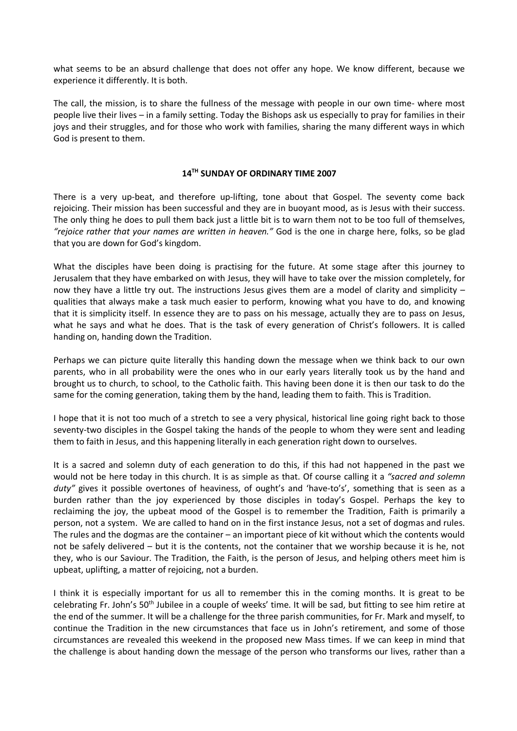what seems to be an absurd challenge that does not offer any hope. We know different, because we experience it differently. It is both.

The call, the mission, is to share the fullness of the message with people in our own time- where most people live their lives – in a family setting. Today the Bishops ask us especially to pray for families in their joys and their struggles, and for those who work with families, sharing the many different ways in which God is present to them.

## 14TH SUNDAY OF ORDINARY TIME 2007

There is a very up-beat, and therefore up-lifting, tone about that Gospel. The seventy come back rejoicing. Their mission has been successful and they are in buoyant mood, as is Jesus with their success. The only thing he does to pull them back just a little bit is to warn them not to be too full of themselves, *"rejoice rather that your names are written in heaven."* God is the one in charge here, folks, so be glad that you are down for God's kingdom.

What the disciples have been doing is practising for the future. At some stage after this journey to Jerusalem that they have embarked on with Jesus, they will have to take over the mission completely, for now they have a little try out. The instructions Jesus gives them are a model of clarity and simplicity – qualities that always make a task much easier to perform, knowing what you have to do, and knowing that it is simplicity itself. In essence they are to pass on his message, actually they are to pass on Jesus, what he says and what he does. That is the task of every generation of Christ's followers. It is called handing on, handing down the Tradition.

Perhaps we can picture quite literally this handing down the message when we think back to our own parents, who in all probability were the ones who in our early years literally took us by the hand and brought us to church, to school, to the Catholic faith. This having been done it is then our task to do the same for the coming generation, taking them by the hand, leading them to faith. This is Tradition.

I hope that it is not too much of a stretch to see a very physical, historical line going right back to those seventy-two disciples in the Gospel taking the hands of the people to whom they were sent and leading them to faith in Jesus, and this happening literally in each generation right down to ourselves.

It is a sacred and solemn duty of each generation to do this, if this had not happened in the past we would not be here today in this church. It is as simple as that. Of course calling it a *"sacred and solemn duty"* gives it possible overtones of heaviness, of ought's and 'have-to's', something that is seen as a burden rather than the joy experienced by those disciples in today's Gospel. Perhaps the key to reclaiming the joy, the upbeat mood of the Gospel is to remember the Tradition, Faith is primarily a person, not a system. We are called to hand on in the first instance Jesus, not a set of dogmas and rules. The rules and the dogmas are the container – an important piece of kit without which the contents would not be safely delivered – but it is the contents, not the container that we worship because it is he, not they, who is our Saviour. The Tradition, the Faith, is the person of Jesus, and helping others meet him is upbeat, uplifting, a matter of rejoicing, not a burden.

I think it is especially important for us all to remember this in the coming months. It is great to be celebrating Fr. John's 50th Jubilee in a couple of weeks' time. It will be sad, but fitting to see him retire at the end of the summer. It will be a challenge for the three parish communities, for Fr. Mark and myself, to continue the Tradition in the new circumstances that face us in John's retirement, and some of those circumstances are revealed this weekend in the proposed new Mass times. If we can keep in mind that the challenge is about handing down the message of the person who transforms our lives, rather than a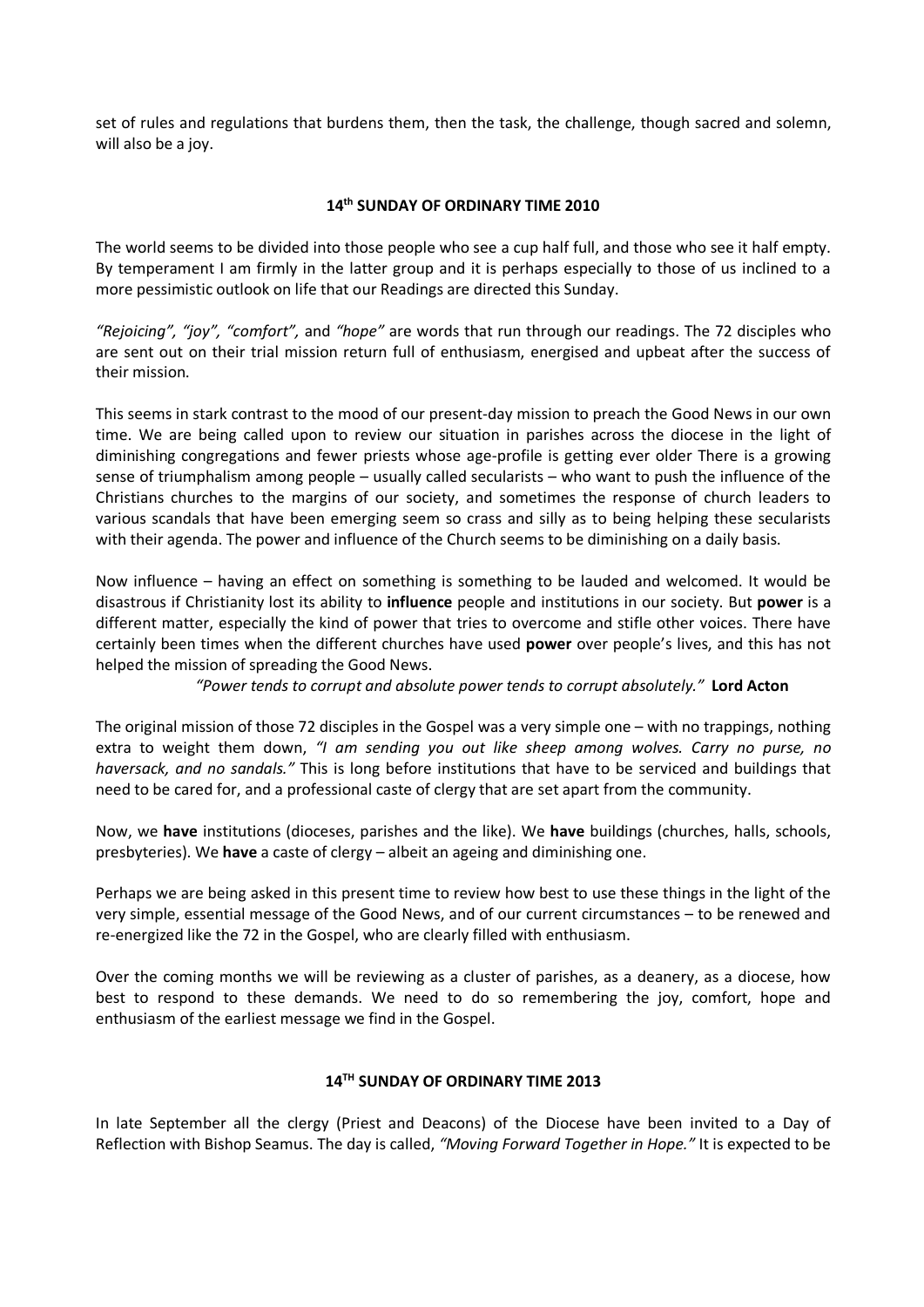set of rules and regulations that burdens them, then the task, the challenge, though sacred and solemn, will also be a joy.

## 14th SUNDAY OF ORDINARY TIME 2010

The world seems to be divided into those people who see a cup half full, and those who see it half empty. By temperament I am firmly in the latter group and it is perhaps especially to those of us inclined to a more pessimistic outlook on life that our Readings are directed this Sunday.

*"Rejoicing", "joy", "comfort",* and *"hope"* are words that run through our readings. The 72 disciples who are sent out on their trial mission return full of enthusiasm, energised and upbeat after the success of their mission.

This seems in stark contrast to the mood of our present-day mission to preach the Good News in our own time. We are being called upon to review our situation in parishes across the diocese in the light of diminishing congregations and fewer priests whose age-profile is getting ever older There is a growing sense of triumphalism among people – usually called secularists – who want to push the influence of the Christians churches to the margins of our society, and sometimes the response of church leaders to various scandals that have been emerging seem so crass and silly as to being helping these secularists with their agenda. The power and influence of the Church seems to be diminishing on a daily basis.

Now influence – having an effect on something is something to be lauded and welcomed. It would be disastrous if Christianity lost its ability to **influence** people and institutions in our society. But **power** is a different matter, especially the kind of power that tries to overcome and stifle other voices. There have certainly been times when the different churches have used **power** over people's lives, and this has not helped the mission of spreading the Good News.

*"Power tends to corrupt and absolute power tends to corrupt absolutely."* **Lord Acton**

The original mission of those 72 disciples in the Gospel was a very simple one – with no trappings, nothing extra to weight them down, *"I am sending you out like sheep among wolves. Carry no purse, no haversack, and no sandals."* This is long before institutions that have to be serviced and buildings that need to be cared for, and a professional caste of clergy that are set apart from the community.

Now, we **have** institutions (dioceses, parishes and the like). We **have** buildings (churches, halls, schools, presbyteries). We **have** a caste of clergy – albeit an ageing and diminishing one.

Perhaps we are being asked in this present time to review how best to use these things in the light of the very simple, essential message of the Good News, and of our current circumstances – to be renewed and re-energized like the 72 in the Gospel, who are clearly filled with enthusiasm.

Over the coming months we will be reviewing as a cluster of parishes, as a deanery, as a diocese, how best to respond to these demands. We need to do so remembering the joy, comfort, hope and enthusiasm of the earliest message we find in the Gospel.

## 14TH SUNDAY OF ORDINARY TIME 2013

In late September all the clergy (Priest and Deacons) of the Diocese have been invited to a Day of Reflection with Bishop Seamus. The day is called, *"Moving Forward Together in Hope."* It is expected to be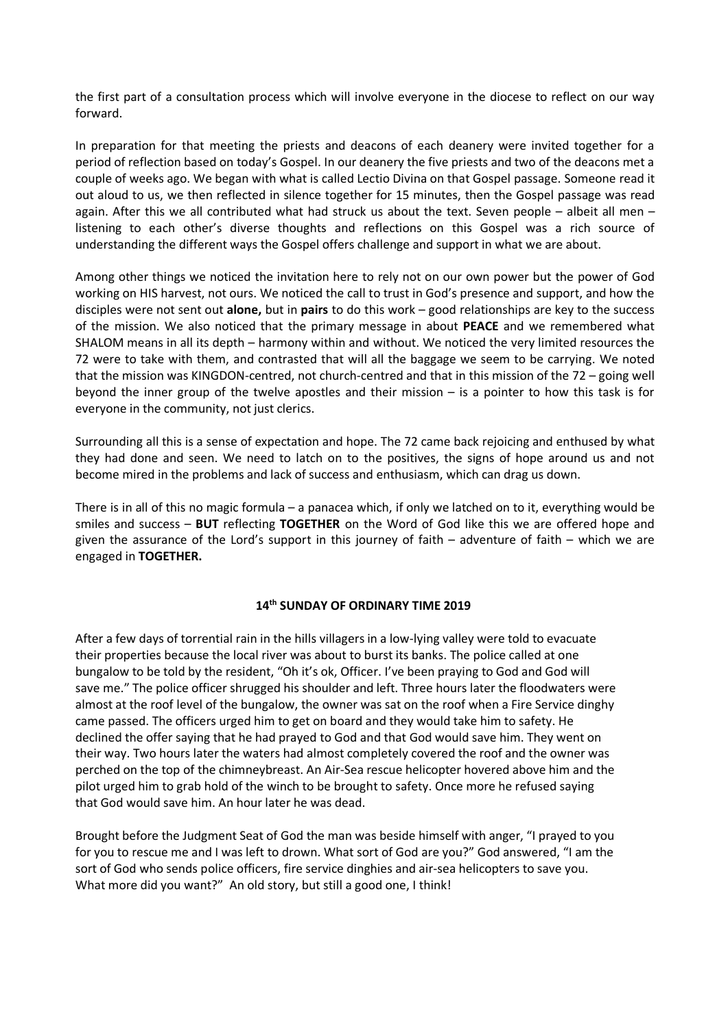the first part of a consultation process which will involve everyone in the diocese to reflect on our way forward.

In preparation for that meeting the priests and deacons of each deanery were invited together for a period of reflection based on today's Gospel. In our deanery the five priests and two of the deacons met a couple of weeks ago. We began with what is called Lectio Divina on that Gospel passage. Someone read it out aloud to us, we then reflected in silence together for 15 minutes, then the Gospel passage was read again. After this we all contributed what had struck us about the text. Seven people – albeit all men – listening to each other's diverse thoughts and reflections on this Gospel was a rich source of understanding the different ways the Gospel offers challenge and support in what we are about.

Among other things we noticed the invitation here to rely not on our own power but the power of God working on HIS harvest, not ours. We noticed the call to trust in God's presence and support, and how the disciples were not sent out **alone,** but in **pairs** to do this work – good relationships are key to the success of the mission. We also noticed that the primary message in about **PEACE** and we remembered what SHALOM means in all its depth – harmony within and without. We noticed the very limited resources the 72 were to take with them, and contrasted that will all the baggage we seem to be carrying. We noted that the mission was KINGDON-centred, not church-centred and that in this mission of the 72 – going well beyond the inner group of the twelve apostles and their mission – is a pointer to how this task is for everyone in the community, not just clerics.

Surrounding all this is a sense of expectation and hope. The 72 came back rejoicing and enthused by what they had done and seen. We need to latch on to the positives, the signs of hope around us and not become mired in the problems and lack of success and enthusiasm, which can drag us down.

There is in all of this no magic formula – a panacea which, if only we latched on to it, everything would be smiles and success – **BUT** reflecting **TOGETHER** on the Word of God like this we are offered hope and given the assurance of the Lord's support in this journey of faith – adventure of faith – which we are engaged in **TOGETHER.**

## 14th SUNDAY OF ORDINARY TIME 2019

After a few days of torrential rain in the hills villagers in a low-lying valley were told to evacuate their properties because the local river was about to burst its banks. The police called at one bungalow to be told by the resident, "Oh it's ok, Officer. I've been praying to God and God will save me." The police officer shrugged his shoulder and left. Three hours later the floodwaters were almost at the roof level of the bungalow, the owner was sat on the roof when a Fire Service dinghy came passed. The officers urged him to get on board and they would take him to safety. He declined the offer saying that he had prayed to God and that God would save him. They went on their way. Two hours later the waters had almost completely covered the roof and the owner was perched on the top of the chimneybreast. An Air-Sea rescue helicopter hovered above him and the pilot urged him to grab hold of the winch to be brought to safety. Once more he refused saying that God would save him. An hour later he was dead.

Brought before the Judgment Seat of God the man was beside himself with anger, "I prayed to you for you to rescue me and I was left to drown. What sort of God are you?" God answered, "I am the sort of God who sends police officers, fire service dinghies and air-sea helicopters to save you. What more did you want?" An old story, but still a good one, I think!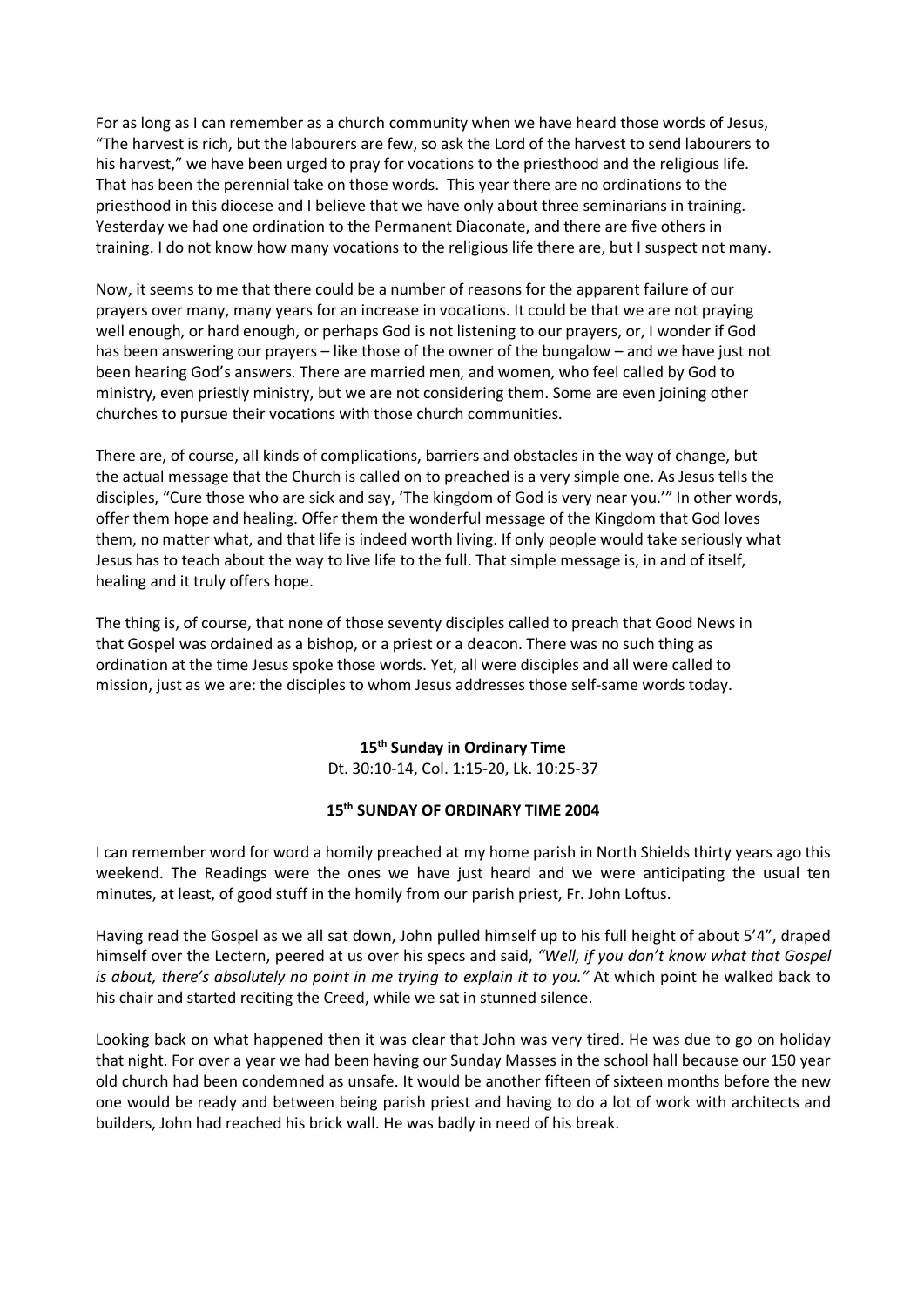For as long as I can remember as a church community when we have heard those words of Jesus, "The harvest is rich, but the labourers are few, so ask the Lord of the harvest to send labourers to his harvest," we have been urged to pray for vocations to the priesthood and the religious life. That has been the perennial take on those words. This year there are no ordinations to the priesthood in this diocese and I believe that we have only about three seminarians in training. Yesterday we had one ordination to the Permanent Diaconate, and there are five others in training. I do not know how many vocations to the religious life there are, but I suspect not many.

Now, it seems to me that there could be a number of reasons for the apparent failure of our prayers over many, many years for an increase in vocations. It could be that we are not praying well enough, or hard enough, or perhaps God is not listening to our prayers, or, I wonder if God has been answering our prayers – like those of the owner of the bungalow – and we have just not been hearing God's answers. There are married men, and women, who feel called by God to ministry, even priestly ministry, but we are not considering them. Some are even joining other churches to pursue their vocations with those church communities.

There are, of course, all kinds of complications, barriers and obstacles in the way of change, but the actual message that the Church is called on to preached is a very simple one. As Jesus tells the disciples, "Cure those who are sick and say, 'The kingdom of God is very near you.'" In other words, offer them hope and healing. Offer them the wonderful message of the Kingdom that God loves them, no matter what, and that life is indeed worth living. If only people would take seriously what Jesus has to teach about the way to live life to the full. That simple message is, in and of itself, healing and it truly offers hope.

The thing is, of course, that none of those seventy disciples called to preach that Good News in that Gospel was ordained as a bishop, or a priest or a deacon. There was no such thing as ordination at the time Jesus spoke those words. Yet, all were disciples and all were called to mission, just as we are: the disciples to whom Jesus addresses those self-same words today.

## 15th Sunday in Ordinary Time

Dt. 30:10-14, Col. 1:15-20, Lk. 10:25-37

### 15th SUNDAY OF ORDINARY TIME 2004

I can remember word for word a homily preached at my home parish in North Shields thirty years ago this weekend. The Readings were the ones we have just heard and we were anticipating the usual ten minutes, at least, of good stuff in the homily from our parish priest, Fr. John Loftus.

Having read the Gospel as we all sat down, John pulled himself up to his full height of about 5'4", draped himself over the Lectern, peered at us over his specs and said, *"Well, if you don't know what that Gospel is about, there's absolutely no point in me trying to explain it to you."* At which point he walked back to his chair and started reciting the Creed, while we sat in stunned silence.

Looking back on what happened then it was clear that John was very tired. He was due to go on holiday that night. For over a year we had been having our Sunday Masses in the school hall because our 150 year old church had been condemned as unsafe. It would be another fifteen of sixteen months before the new one would be ready and between being parish priest and having to do a lot of work with architects and builders, John had reached his brick wall. He was badly in need of his break.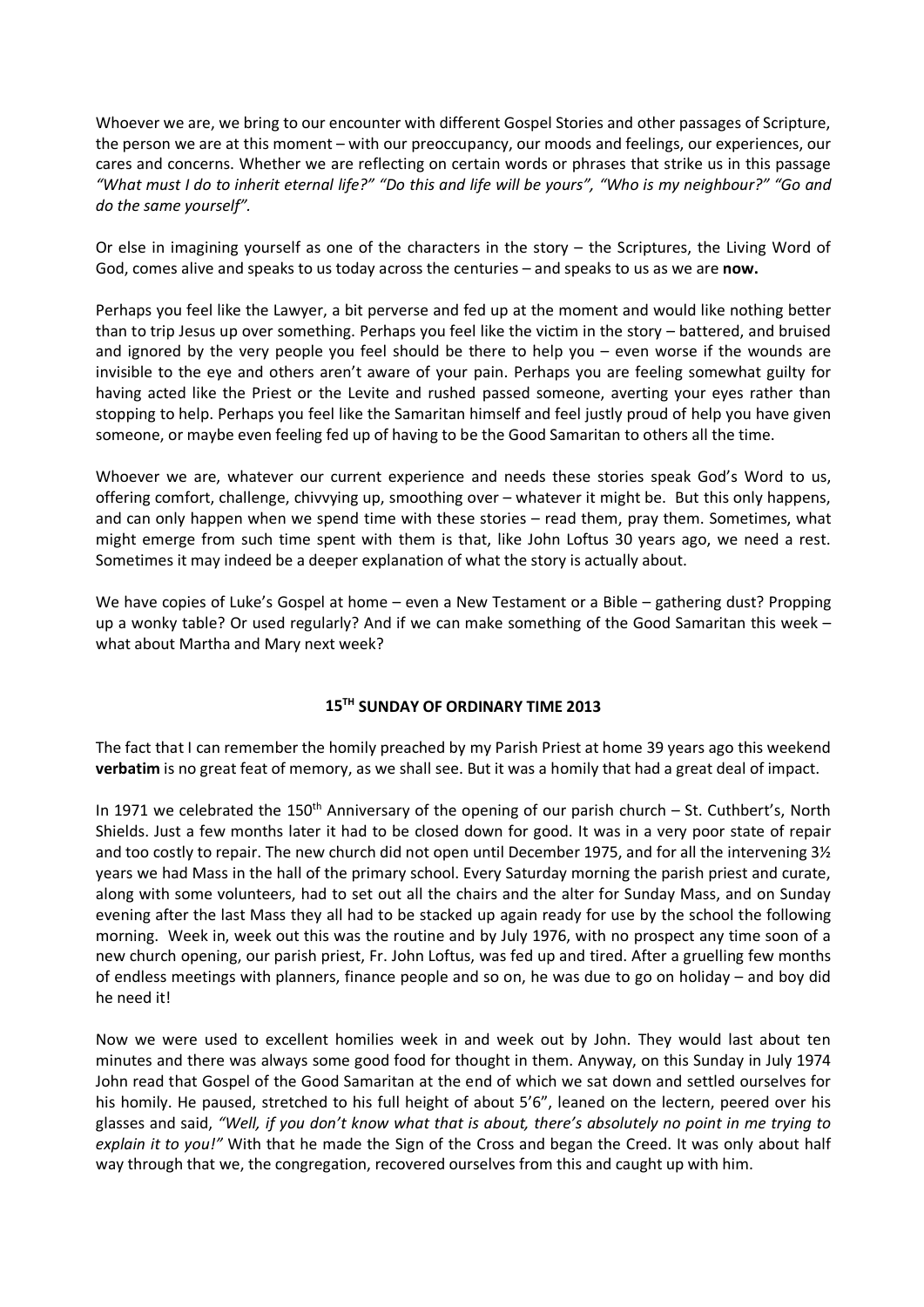Whoever we are, we bring to our encounter with different Gospel Stories and other passages of Scripture, the person we are at this moment – with our preoccupancy, our moods and feelings, our experiences, our cares and concerns. Whether we are reflecting on certain words or phrases that strike us in this passage *"What must I do to inherit eternal life?" "Do this and life will be yours", "Who is my neighbour?" "Go and do the same yourself".*

Or else in imagining yourself as one of the characters in the story – the Scriptures, the Living Word of God, comes alive and speaks to us today across the centuries – and speaks to us as we are **now.**

Perhaps you feel like the Lawyer, a bit perverse and fed up at the moment and would like nothing better than to trip Jesus up over something. Perhaps you feel like the victim in the story – battered, and bruised and ignored by the very people you feel should be there to help you – even worse if the wounds are invisible to the eye and others aren't aware of your pain. Perhaps you are feeling somewhat guilty for having acted like the Priest or the Levite and rushed passed someone, averting your eyes rather than stopping to help. Perhaps you feel like the Samaritan himself and feel justly proud of help you have given someone, or maybe even feeling fed up of having to be the Good Samaritan to others all the time.

Whoever we are, whatever our current experience and needs these stories speak God's Word to us, offering comfort, challenge, chivvying up, smoothing over – whatever it might be. But this only happens, and can only happen when we spend time with these stories – read them, pray them. Sometimes, what might emerge from such time spent with them is that, like John Loftus 30 years ago, we need a rest. Sometimes it may indeed be a deeper explanation of what the story is actually about.

We have copies of Luke's Gospel at home – even a New Testament or a Bible – gathering dust? Propping up a wonky table? Or used regularly? And if we can make something of the Good Samaritan this week – what about Martha and Mary next week?

## 15TH SUNDAY OF ORDINARY TIME 2013

The fact that I can remember the homily preached by my Parish Priest at home 39 years ago this weekend **verbatim** is no great feat of memory, as we shall see. But it was a homily that had a great deal of impact.

In 1971 we celebrated the 150th Anniversary of the opening of our parish church – St. Cuthbert's, North Shields. Just a few months later it had to be closed down for good. It was in a very poor state of repair and too costly to repair. The new church did not open until December 1975, and for all the intervening 3½ years we had Mass in the hall of the primary school. Every Saturday morning the parish priest and curate, along with some volunteers, had to set out all the chairs and the alter for Sunday Mass, and on Sunday evening after the last Mass they all had to be stacked up again ready for use by the school the following morning. Week in, week out this was the routine and by July 1976, with no prospect any time soon of a new church opening, our parish priest, Fr. John Loftus, was fed up and tired. After a gruelling few months of endless meetings with planners, finance people and so on, he was due to go on holiday – and boy did he need it!

Now we were used to excellent homilies week in and week out by John. They would last about ten minutes and there was always some good food for thought in them. Anyway, on this Sunday in July 1974 John read that Gospel of the Good Samaritan at the end of which we sat down and settled ourselves for his homily. He paused, stretched to his full height of about 5'6", leaned on the lectern, peered over his glasses and said, *"Well, if you don't know what that is about, there's absolutely no point in me trying to explain it to you!"* With that he made the Sign of the Cross and began the Creed. It was only about half way through that we, the congregation, recovered ourselves from this and caught up with him.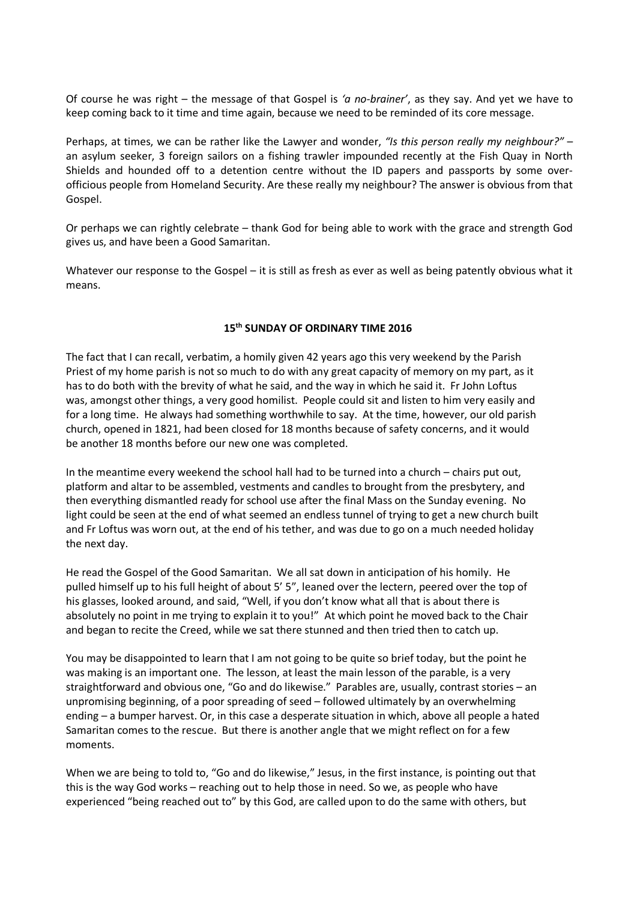Of course he was right – the message of that Gospel is *'a no-brainer'*, as they say. And yet we have to keep coming back to it time and time again, because we need to be reminded of its core message.

Perhaps, at times, we can be rather like the Lawyer and wonder, *"Is this person really my neighbour?"* – an asylum seeker, 3 foreign sailors on a fishing trawler impounded recently at the Fish Quay in North Shields and hounded off to a detention centre without the ID papers and passports by some over-officious people from Homeland Security. Are these really my neighbour? The answer is obvious from that Gospel.

Or perhaps we can rightly celebrate – thank God for being able to work with the grace and strength God gives us, and have been a Good Samaritan.

Whatever our response to the Gospel – it is still as fresh as ever as well as being patently obvious what it means.

## 15th SUNDAY OF ORDINARY TIME 2016

The fact that I can recall, verbatim, a homily given 42 years ago this very weekend by the Parish Priest of my home parish is not so much to do with any great capacity of memory on my part, as it has to do both with the brevity of what he said, and the way in which he said it. Fr John Loftus was, amongst other things, a very good homilist. People could sit and listen to him very easily and for a long time. He always had something worthwhile to say. At the time, however, our old parish church, opened in 1821, had been closed for 18 months because of safety concerns, and it would be another 18 months before our new one was completed.

In the meantime every weekend the school hall had to be turned into a church – chairs put out, platform and altar to be assembled, vestments and candles to brought from the presbytery, and then everything dismantled ready for school use after the final Mass on the Sunday evening. No light could be seen at the end of what seemed an endless tunnel of trying to get a new church built and Fr Loftus was worn out, at the end of his tether, and was due to go on a much needed holiday the next day.

He read the Gospel of the Good Samaritan. We all sat down in anticipation of his homily. He pulled himself up to his full height of about 5' 5", leaned over the lectern, peered over the top of his glasses, looked around, and said, "Well, if you don't know what all that is about there is absolutely no point in me trying to explain it to you!" At which point he moved back to the Chair and began to recite the Creed, while we sat there stunned and then tried then to catch up.

You may be disappointed to learn that I am not going to be quite so brief today, but the point he was making is an important one. The lesson, at least the main lesson of the parable, is a very straightforward and obvious one, "Go and do likewise." Parables are, usually, contrast stories – an unpromising beginning, of a poor spreading of seed – followed ultimately by an overwhelming ending – a bumper harvest. Or, in this case a desperate situation in which, above all people a hated Samaritan comes to the rescue. But there is another angle that we might reflect on for a few moments.

When we are being to told to, "Go and do likewise," Jesus, in the first instance, is pointing out that this is the way God works – reaching out to help those in need. So we, as people who have experienced "being reached out to" by this God, are called upon to do the same with others, but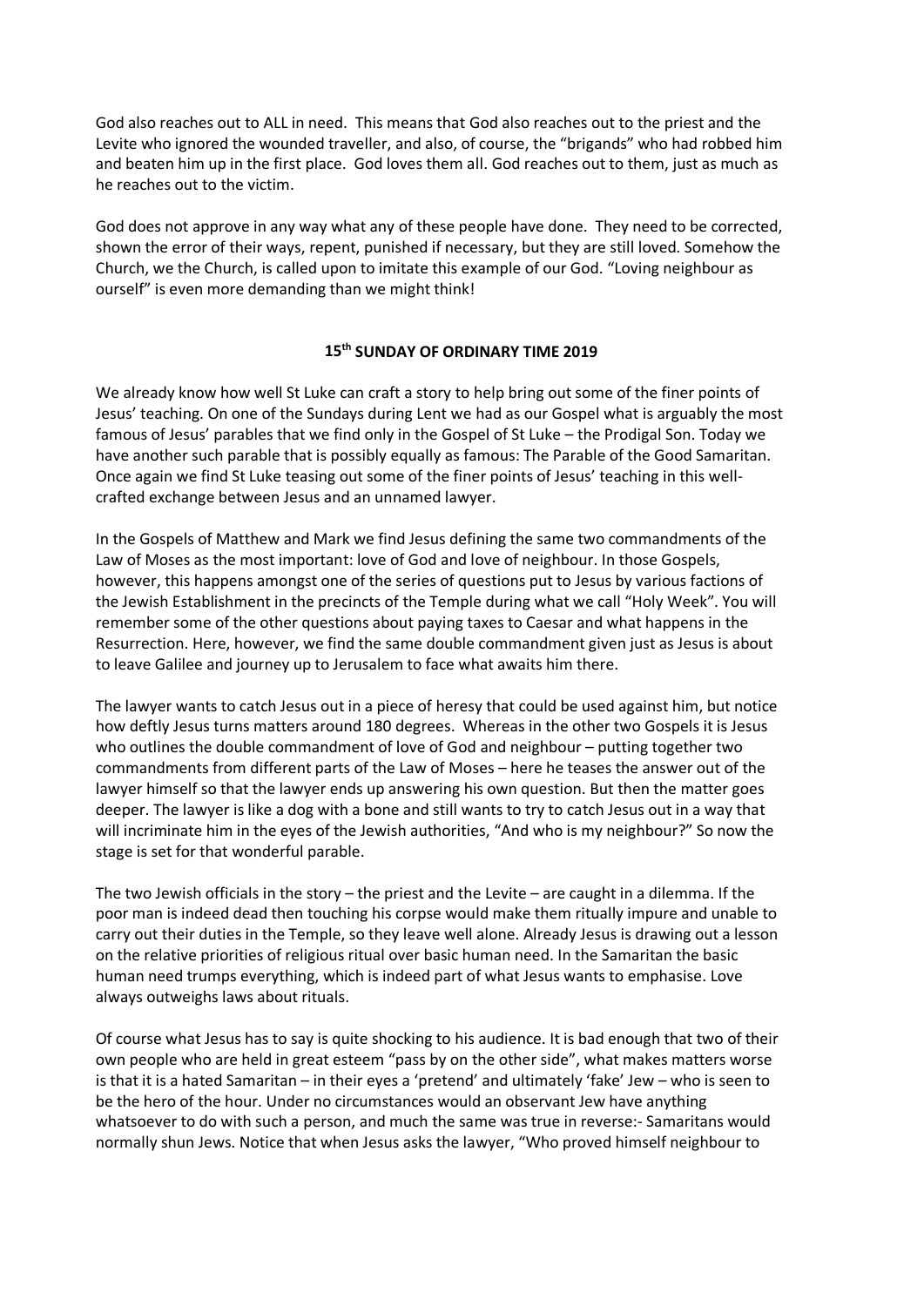God also reaches out to ALL in need. This means that God also reaches out to the priest and the Levite who ignored the wounded traveller, and also, of course, the "brigands" who had robbed him and beaten him up in the first place. God loves them all. God reaches out to them, just as much as he reaches out to the victim.

God does not approve in any way what any of these people have done. They need to be corrected, shown the error of their ways, repent, punished if necessary, but they are still loved. Somehow the Church, we the Church, is called upon to imitate this example of our God. "Loving neighbour as ourself" is even more demanding than we might think!

## 15th SUNDAY OF ORDINARY TIME 2019

We already know how well St Luke can craft a story to help bring out some of the finer points of Jesus' teaching. On one of the Sundays during Lent we had as our Gospel what is arguably the most famous of Jesus' parables that we find only in the Gospel of St Luke – the Prodigal Son. Today we have another such parable that is possibly equally as famous: The Parable of the Good Samaritan. Once again we find St Luke teasing out some of the finer points of Jesus' teaching in this well-crafted exchange between Jesus and an unnamed lawyer.

In the Gospels of Matthew and Mark we find Jesus defining the same two commandments of the Law of Moses as the most important: love of God and love of neighbour. In those Gospels, however, this happens amongst one of the series of questions put to Jesus by various factions of the Jewish Establishment in the precincts of the Temple during what we call "Holy Week". You will remember some of the other questions about paying taxes to Caesar and what happens in the Resurrection. Here, however, we find the same double commandment given just as Jesus is about to leave Galilee and journey up to Jerusalem to face what awaits him there.

The lawyer wants to catch Jesus out in a piece of heresy that could be used against him, but notice how deftly Jesus turns matters around 180 degrees. Whereas in the other two Gospels it is Jesus who outlines the double commandment of love of God and neighbour – putting together two commandments from different parts of the Law of Moses – here he teases the answer out of the lawyer himself so that the lawyer ends up answering his own question. But then the matter goes deeper. The lawyer is like a dog with a bone and still wants to try to catch Jesus out in a way that will incriminate him in the eyes of the Jewish authorities, "And who is my neighbour?" So now the stage is set for that wonderful parable.

The two Jewish officials in the story – the priest and the Levite – are caught in a dilemma. If the poor man is indeed dead then touching his corpse would make them ritually impure and unable to carry out their duties in the Temple, so they leave well alone. Already Jesus is drawing out a lesson on the relative priorities of religious ritual over basic human need. In the Samaritan the basic human need trumps everything, which is indeed part of what Jesus wants to emphasise. Love always outweighs laws about rituals.

Of course what Jesus has to say is quite shocking to his audience. It is bad enough that two of their own people who are held in great esteem "pass by on the other side", what makes matters worse is that it is a hated Samaritan – in their eyes a 'pretend' and ultimately 'fake' Jew – who is seen to be the hero of the hour. Under no circumstances would an observant Jew have anything whatsoever to do with such a person, and much the same was true in reverse:- Samaritans would normally shun Jews. Notice that when Jesus asks the lawyer, "Who proved himself neighbour to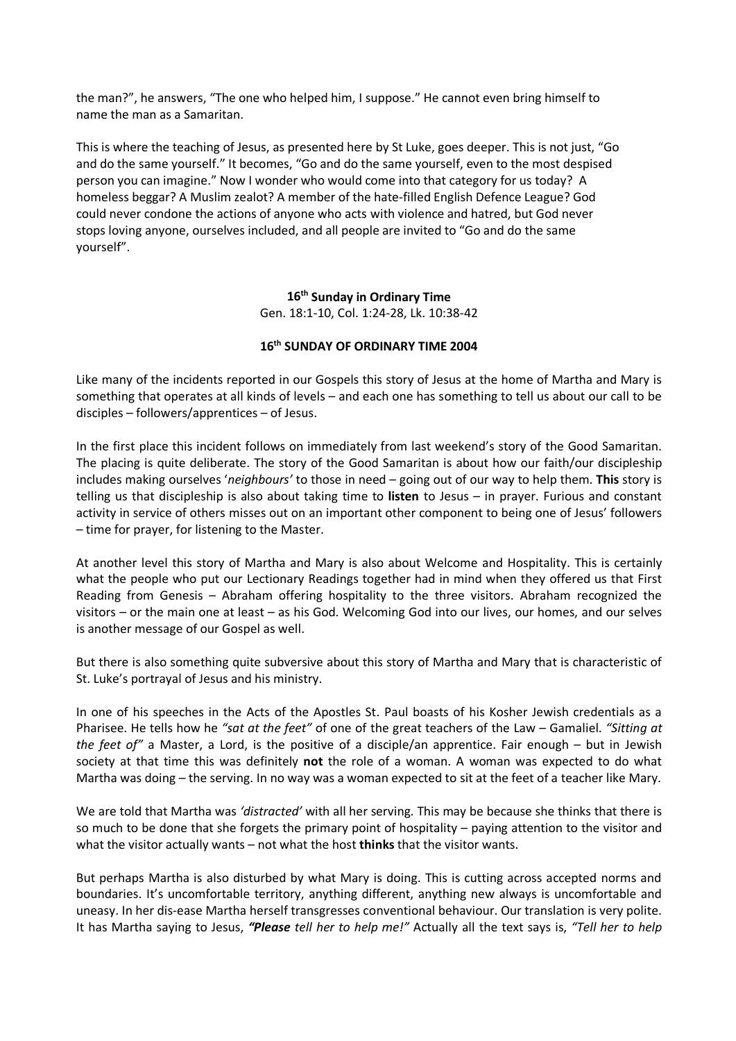the man?", he answers, "The one who helped him, I suppose." He cannot even bring himself to name the man as a Samaritan.

This is where the teaching of Jesus, as presented here by St Luke, goes deeper. This is not just, "Go and do the same yourself." It becomes, "Go and do the same yourself, even to the most despised person you can imagine." Now I wonder who would come into that category for us today? A homeless beggar? A Muslim zealot? A member of the hate-filled English Defence League? God could never condone the actions of anyone who acts with violence and hatred, but God never stops loving anyone, ourselves included, and all people are invited to "Go and do the same yourself".

**16th Sunday in Ordinary Time**
Gen. 18:1-10, Col. 1:24-28, Lk. 10:38-42

**16th SUNDAY OF ORDINARY TIME 2004**

Like many of the incidents reported in our Gospels this story of Jesus at the home of Martha and Mary is something that operates at all kinds of levels – and each one has something to tell us about our call to be disciples – followers/apprentices – of Jesus.

In the first place this incident follows on immediately from last weekend's story of the Good Samaritan. The placing is quite deliberate. The story of the Good Samaritan is about how our faith/our discipleship includes making ourselves '*neighbours'* to those in need – going out of our way to help them. **This** story is telling us that discipleship is also about taking time to **listen** to Jesus – in prayer. Furious and constant activity in service of others misses out on an important other component to being one of Jesus' followers – time for prayer, for listening to the Master.

At another level this story of Martha and Mary is also about Welcome and Hospitality. This is certainly what the people who put our Lectionary Readings together had in mind when they offered us that First Reading from Genesis – Abraham offering hospitality to the three visitors. Abraham recognized the visitors – or the main one at least – as his God. Welcoming God into our lives, our homes, and our selves is another message of our Gospel as well.

But there is also something quite subversive about this story of Martha and Mary that is characteristic of St. Luke's portrayal of Jesus and his ministry.

In one of his speeches in the Acts of the Apostles St. Paul boasts of his Kosher Jewish credentials as a Pharisee. He tells how he *"sat at the feet"* of one of the great teachers of the Law – Gamaliel. *"Sitting at the feet of"* a Master, a Lord, is the positive of a disciple/an apprentice. Fair enough – but in Jewish society at that time this was definitely **not** the role of a woman. A woman was expected to do what Martha was doing – the serving. In no way was a woman expected to sit at the feet of a teacher like Mary.

We are told that Martha was *'distracted'* with all her serving. This may be because she thinks that there is so much to be done that she forgets the primary point of hospitality – paying attention to the visitor and what the visitor actually wants – not what the host **thinks** that the visitor wants.

But perhaps Martha is also disturbed by what Mary is doing. This is cutting across accepted norms and boundaries. It's uncomfortable territory, anything different, anything new always is uncomfortable and uneasy. In her dis-ease Martha herself transgresses conventional behaviour. Our translation is very polite. It has Martha saying to Jesus, ***"Please** tell her to help me!"* Actually all the text says is, *"Tell her to help*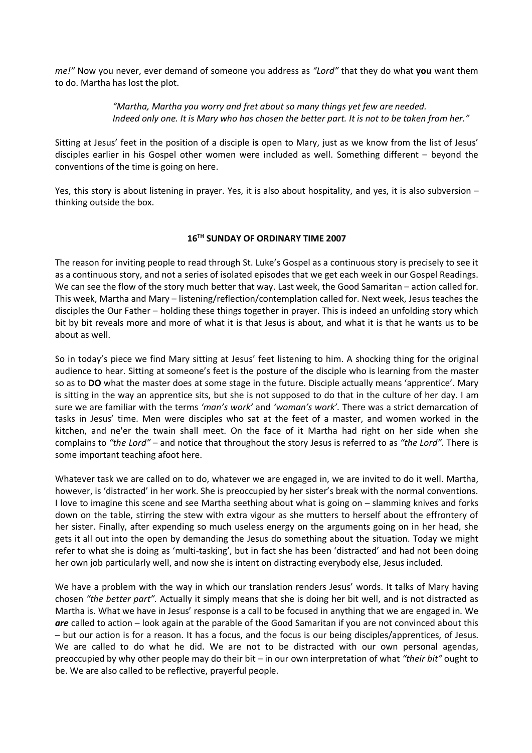*me!"* Now you never, ever demand of someone you address as *"Lord"* that they do what **you** want them to do. Martha has lost the plot.

> *"Martha, Martha you worry and fret about so many things yet few are needed. Indeed only one. It is Mary who has chosen the better part. It is not to be taken from her."*

Sitting at Jesus' feet in the position of a disciple **is** open to Mary, just as we know from the list of Jesus' disciples earlier in his Gospel other women were included as well. Something different – beyond the conventions of the time is going on here.

Yes, this story is about listening in prayer. Yes, it is also about hospitality, and yes, it is also subversion – thinking outside the box.

## 16TH SUNDAY OF ORDINARY TIME 2007

The reason for inviting people to read through St. Luke's Gospel as a continuous story is precisely to see it as a continuous story, and not a series of isolated episodes that we get each week in our Gospel Readings. We can see the flow of the story much better that way. Last week, the Good Samaritan – action called for. This week, Martha and Mary – listening/reflection/contemplation called for. Next week, Jesus teaches the disciples the Our Father – holding these things together in prayer. This is indeed an unfolding story which bit by bit reveals more and more of what it is that Jesus is about, and what it is that he wants us to be about as well.

So in today's piece we find Mary sitting at Jesus' feet listening to him. A shocking thing for the original audience to hear. Sitting at someone's feet is the posture of the disciple who is learning from the master so as to **DO** what the master does at some stage in the future. Disciple actually means 'apprentice'. Mary is sitting in the way an apprentice sits, but she is not supposed to do that in the culture of her day. I am sure we are familiar with the terms *'man's work'* and *'woman's work'.* There was a strict demarcation of tasks in Jesus' time. Men were disciples who sat at the feet of a master, and women worked in the kitchen, and ne'er the twain shall meet. On the face of it Martha had right on her side when she complains to *"the Lord"* – and notice that throughout the story Jesus is referred to as *"the Lord".* There is some important teaching afoot here.

Whatever task we are called on to do, whatever we are engaged in, we are invited to do it well. Martha, however, is 'distracted' in her work. She is preoccupied by her sister's break with the normal conventions. I love to imagine this scene and see Martha seething about what is going on – slamming knives and forks down on the table, stirring the stew with extra vigour as she mutters to herself about the effrontery of her sister. Finally, after expending so much useless energy on the arguments going on in her head, she gets it all out into the open by demanding the Jesus do something about the situation. Today we might refer to what she is doing as 'multi-tasking', but in fact she has been 'distracted' and had not been doing her own job particularly well, and now she is intent on distracting everybody else, Jesus included.

We have a problem with the way in which our translation renders Jesus' words. It talks of Mary having chosen *"the better part".* Actually it simply means that she is doing her bit well, and is not distracted as Martha is. What we have in Jesus' response is a call to be focused in anything that we are engaged in. We ***are*** called to action – look again at the parable of the Good Samaritan if you are not convinced about this – but our action is for a reason. It has a focus, and the focus is our being disciples/apprentices, of Jesus. We are called to do what he did. We are not to be distracted with our own personal agendas, preoccupied by why other people may do their bit – in our own interpretation of what *"their bit"* ought to be. We are also called to be reflective, prayerful people.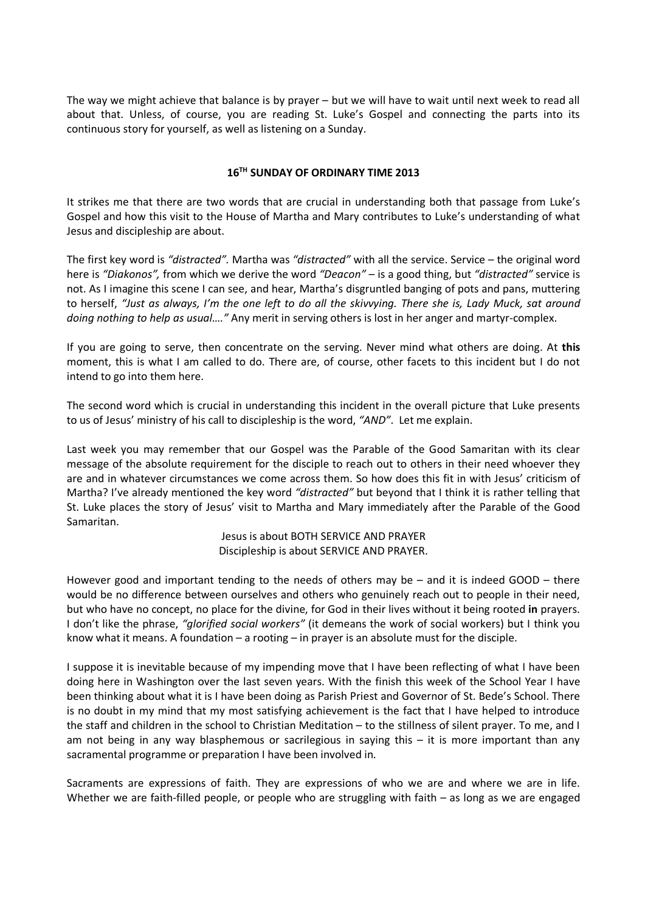The way we might achieve that balance is by prayer – but we will have to wait until next week to read all about that. Unless, of course, you are reading St. Luke's Gospel and connecting the parts into its continuous story for yourself, as well as listening on a Sunday.

## 16TH SUNDAY OF ORDINARY TIME 2013

It strikes me that there are two words that are crucial in understanding both that passage from Luke's Gospel and how this visit to the House of Martha and Mary contributes to Luke's understanding of what Jesus and discipleship are about.

The first key word is *"distracted".* Martha was *"distracted"* with all the service. Service – the original word here is *"Diakonos",* from which we derive the word *"Deacon"* – is a good thing, but *"distracted"* service is not. As I imagine this scene I can see, and hear, Martha's disgruntled banging of pots and pans, muttering to herself, *"Just as always, I'm the one left to do all the skivvying. There she is, Lady Muck, sat around doing nothing to help as usual…."* Any merit in serving others is lost in her anger and martyr-complex.

If you are going to serve, then concentrate on the serving. Never mind what others are doing. At **this** moment, this is what I am called to do. There are, of course, other facets to this incident but I do not intend to go into them here.

The second word which is crucial in understanding this incident in the overall picture that Luke presents to us of Jesus' ministry of his call to discipleship is the word, *"AND".* Let me explain.

Last week you may remember that our Gospel was the Parable of the Good Samaritan with its clear message of the absolute requirement for the disciple to reach out to others in their need whoever they are and in whatever circumstances we come across them. So how does this fit in with Jesus' criticism of Martha? I've already mentioned the key word *"distracted"* but beyond that I think it is rather telling that St. Luke places the story of Jesus' visit to Martha and Mary immediately after the Parable of the Good Samaritan.

Jesus is about BOTH SERVICE AND PRAYER
Discipleship is about SERVICE AND PRAYER.

However good and important tending to the needs of others may be – and it is indeed GOOD – there would be no difference between ourselves and others who genuinely reach out to people in their need, but who have no concept, no place for the divine, for God in their lives without it being rooted **in** prayers. I don't like the phrase, *"glorified social workers"* (it demeans the work of social workers) but I think you know what it means. A foundation – a rooting – in prayer is an absolute must for the disciple.

I suppose it is inevitable because of my impending move that I have been reflecting of what I have been doing here in Washington over the last seven years. With the finish this week of the School Year I have been thinking about what it is I have been doing as Parish Priest and Governor of St. Bede's School. There is no doubt in my mind that my most satisfying achievement is the fact that I have helped to introduce the staff and children in the school to Christian Meditation – to the stillness of silent prayer. To me, and I am not being in any way blasphemous or sacrilegious in saying this – it is more important than any sacramental programme or preparation I have been involved in.

Sacraments are expressions of faith. They are expressions of who we are and where we are in life. Whether we are faith-filled people, or people who are struggling with faith – as long as we are engaged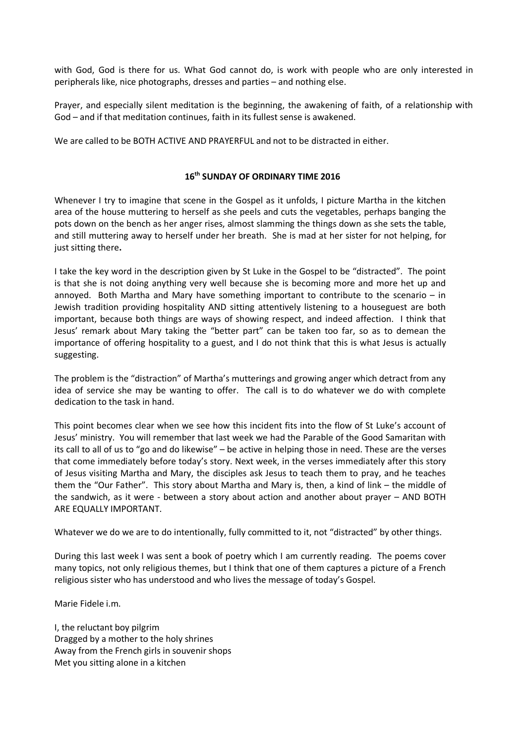with God, God is there for us. What God cannot do, is work with people who are only interested in peripherals like, nice photographs, dresses and parties – and nothing else.

Prayer, and especially silent meditation is the beginning, the awakening of faith, of a relationship with God – and if that meditation continues, faith in its fullest sense is awakened.

We are called to be BOTH ACTIVE AND PRAYERFUL and not to be distracted in either.

## 16th SUNDAY OF ORDINARY TIME 2016

Whenever I try to imagine that scene in the Gospel as it unfolds, I picture Martha in the kitchen area of the house muttering to herself as she peels and cuts the vegetables, perhaps banging the pots down on the bench as her anger rises, almost slamming the things down as she sets the table, and still muttering away to herself under her breath. She is mad at her sister for not helping, for just sitting there**.**

I take the key word in the description given by St Luke in the Gospel to be "distracted". The point is that she is not doing anything very well because she is becoming more and more het up and annoyed. Both Martha and Mary have something important to contribute to the scenario – in Jewish tradition providing hospitality AND sitting attentively listening to a houseguest are both important, because both things are ways of showing respect, and indeed affection. I think that Jesus' remark about Mary taking the "better part" can be taken too far, so as to demean the importance of offering hospitality to a guest, and I do not think that this is what Jesus is actually suggesting.

The problem is the "distraction" of Martha's mutterings and growing anger which detract from any idea of service she may be wanting to offer. The call is to do whatever we do with complete dedication to the task in hand.

This point becomes clear when we see how this incident fits into the flow of St Luke's account of Jesus' ministry. You will remember that last week we had the Parable of the Good Samaritan with its call to all of us to "go and do likewise" – be active in helping those in need. These are the verses that come immediately before today's story. Next week, in the verses immediately after this story of Jesus visiting Martha and Mary, the disciples ask Jesus to teach them to pray, and he teaches them the "Our Father". This story about Martha and Mary is, then, a kind of link – the middle of the sandwich, as it were - between a story about action and another about prayer – AND BOTH ARE EQUALLY IMPORTANT.

Whatever we do we are to do intentionally, fully committed to it, not "distracted" by other things.

During this last week I was sent a book of poetry which I am currently reading. The poems cover many topics, not only religious themes, but I think that one of them captures a picture of a French religious sister who has understood and who lives the message of today's Gospel.

Marie Fidele i.m.

I, the reluctant boy pilgrim  
Dragged by a mother to the holy shrines  
Away from the French girls in souvenir shops  
Met you sitting alone in a kitchen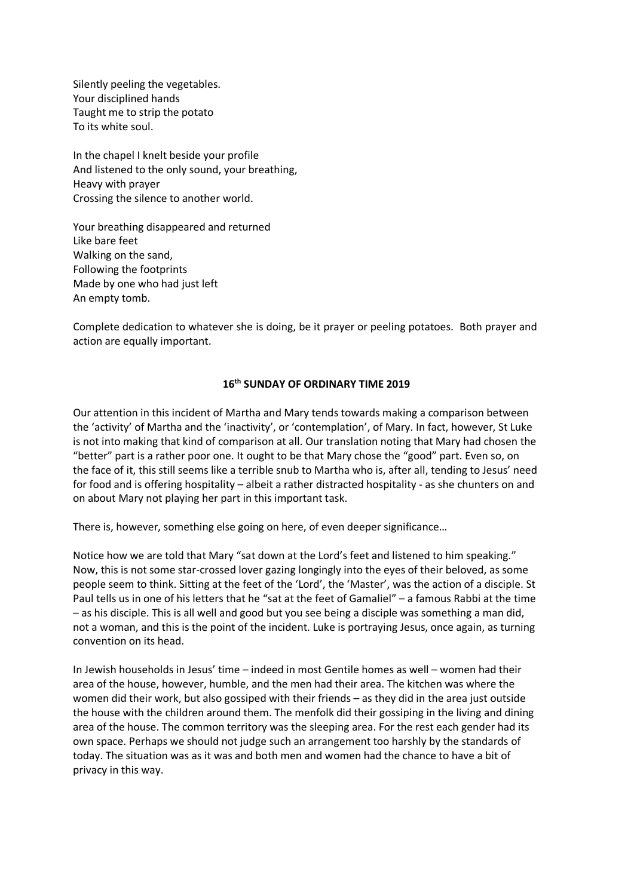Silently peeling the vegetables.  
Your disciplined hands  
Taught me to strip the potato  
To its white soul.

In the chapel I knelt beside your profile  
And listened to the only sound, your breathing,  
Heavy with prayer  
Crossing the silence to another world.

Your breathing disappeared and returned  
Like bare feet  
Walking on the sand,  
Following the footprints  
Made by one who had just left  
An empty tomb.

Complete dedication to whatever she is doing, be it prayer or peeling potatoes. Both prayer and action are equally important.

## 16th SUNDAY OF ORDINARY TIME 2019

Our attention in this incident of Martha and Mary tends towards making a comparison between the 'activity' of Martha and the 'inactivity', or 'contemplation', of Mary. In fact, however, St Luke is not into making that kind of comparison at all. Our translation noting that Mary had chosen the "better" part is a rather poor one. It ought to be that Mary chose the "good" part. Even so, on the face of it, this still seems like a terrible snub to Martha who is, after all, tending to Jesus' need for food and is offering hospitality – albeit a rather distracted hospitality - as she chunters on and on about Mary not playing her part in this important task.

There is, however, something else going on here, of even deeper significance…

Notice how we are told that Mary "sat down at the Lord's feet and listened to him speaking." Now, this is not some star-crossed lover gazing longingly into the eyes of their beloved, as some people seem to think. Sitting at the feet of the 'Lord', the 'Master', was the action of a disciple. St Paul tells us in one of his letters that he "sat at the feet of Gamaliel" – a famous Rabbi at the time – as his disciple. This is all well and good but you see being a disciple was something a man did, not a woman, and this is the point of the incident. Luke is portraying Jesus, once again, as turning convention on its head.

In Jewish households in Jesus' time – indeed in most Gentile homes as well – women had their area of the house, however, humble, and the men had their area. The kitchen was where the women did their work, but also gossiped with their friends – as they did in the area just outside the house with the children around them. The menfolk did their gossiping in the living and dining area of the house. The common territory was the sleeping area. For the rest each gender had its own space. Perhaps we should not judge such an arrangement too harshly by the standards of today. The situation was as it was and both men and women had the chance to have a bit of privacy in this way.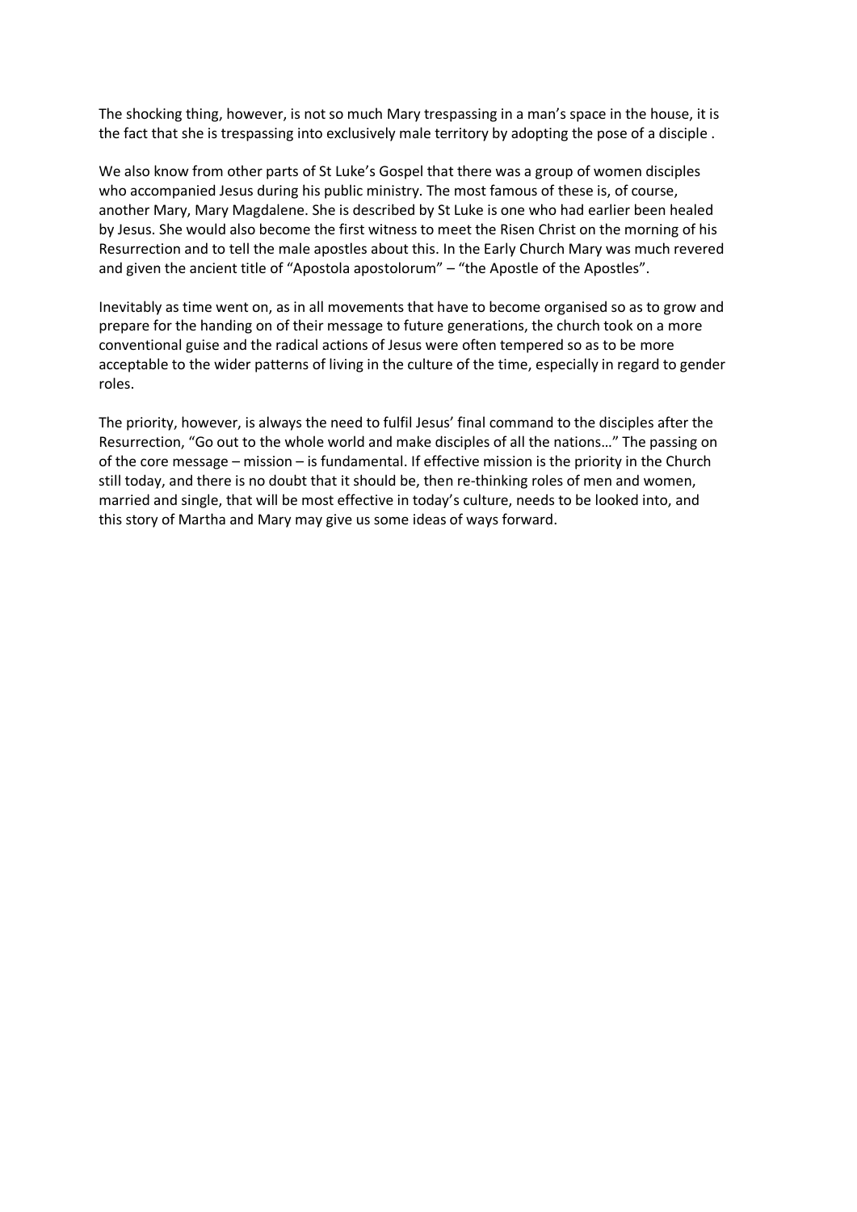The shocking thing, however, is not so much Mary trespassing in a man's space in the house, it is the fact that she is trespassing into exclusively male territory by adopting the pose of a disciple .

We also know from other parts of St Luke's Gospel that there was a group of women disciples who accompanied Jesus during his public ministry. The most famous of these is, of course, another Mary, Mary Magdalene. She is described by St Luke is one who had earlier been healed by Jesus. She would also become the first witness to meet the Risen Christ on the morning of his Resurrection and to tell the male apostles about this. In the Early Church Mary was much revered and given the ancient title of "Apostola apostolorum" – "the Apostle of the Apostles".

Inevitably as time went on, as in all movements that have to become organised so as to grow and prepare for the handing on of their message to future generations, the church took on a more conventional guise and the radical actions of Jesus were often tempered so as to be more acceptable to the wider patterns of living in the culture of the time, especially in regard to gender roles.

The priority, however, is always the need to fulfil Jesus' final command to the disciples after the Resurrection, "Go out to the whole world and make disciples of all the nations…" The passing on of the core message – mission – is fundamental. If effective mission is the priority in the Church still today, and there is no doubt that it should be, then re-thinking roles of men and women, married and single, that will be most effective in today's culture, needs to be looked into, and this story of Martha and Mary may give us some ideas of ways forward.